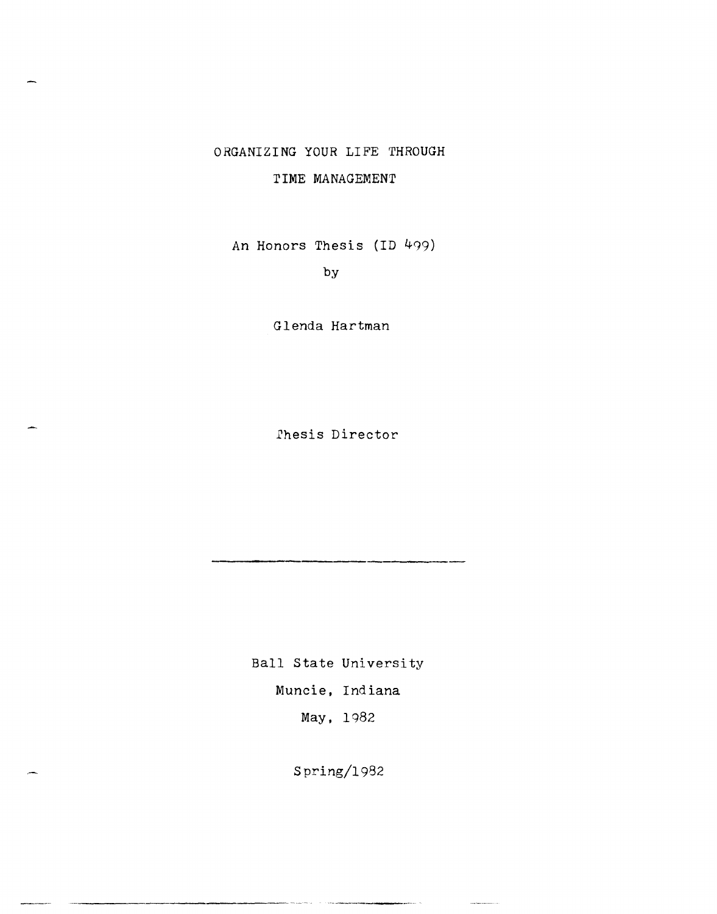# ORGANIZING YOUR LIFE THROUGH TIME MANAGEMENT

An Honors Thesis (ID 499)

by

Glenda Hartman

Thesis Director

Ball State University

Muncie, Indiana

May, 1982

Spring/1982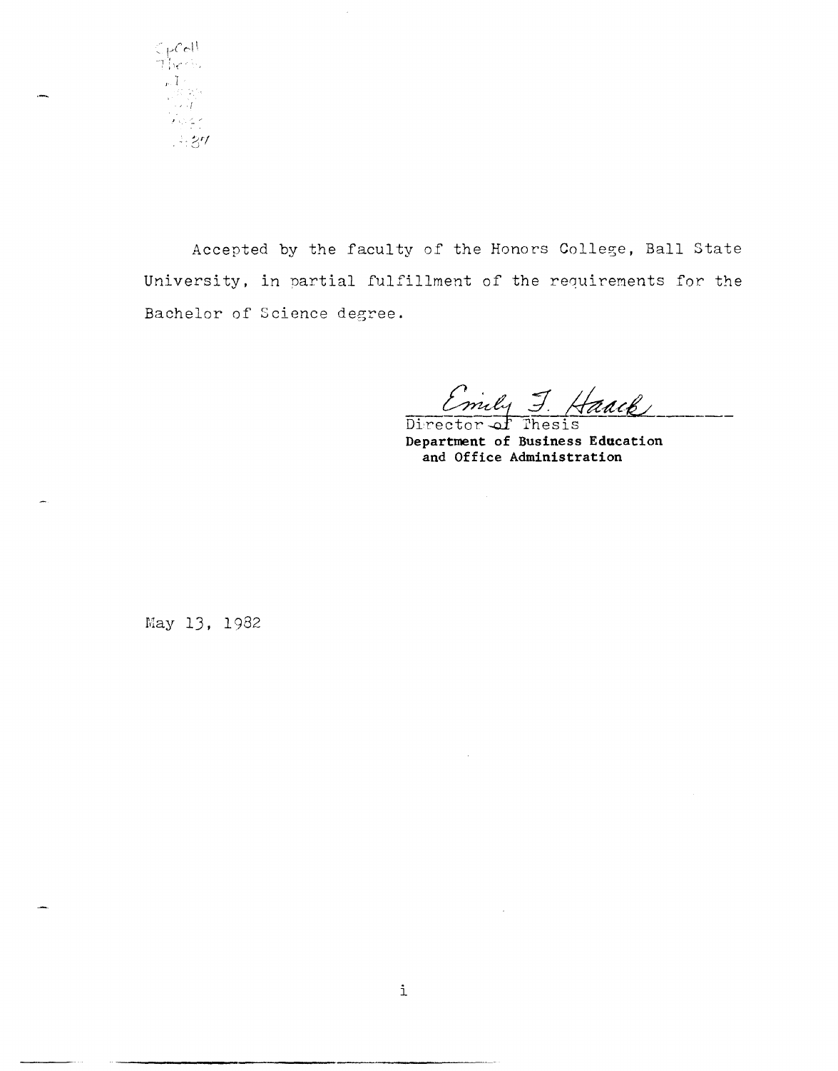SpColl
Thesis
.T
.?
.?
.?
.H84

Accepted by the faculty of the Honors College, Ball State University, in partial fulfillment of the requirements for the Bachelor of Science degree.

Emily J. Haack
Director of Thesis
**Department of Business Education and Office Administration**

May 13, 1982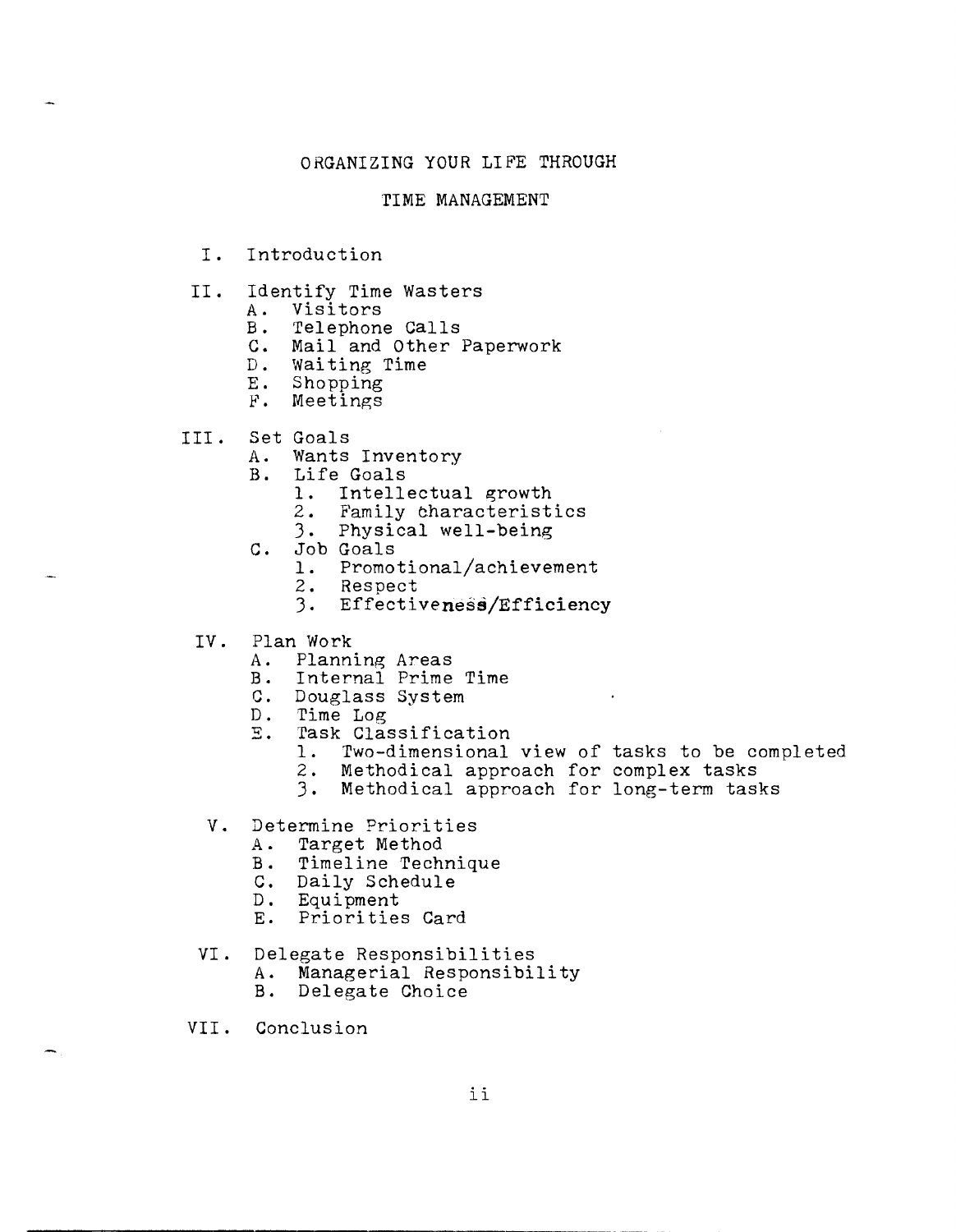# ORGANIZING YOUR LIFE THROUGH TIME MANAGEMENT

I. Introduction

II. Identify Time Wasters
   - A. Visitors
   - B. Telephone Calls
   - C. Mail and Other Paperwork
   - D. Waiting Time
   - E. Shopping
   - F. Meetings

III. Set Goals
   - A. Wants Inventory
   - B. Life Goals
     1. Intellectual growth
     2. Family characteristics
     3. Physical well-being
   - C. Job Goals
     1. Promotional/achievement
     2. Respect
     3. Effectiveness/Efficiency

IV. Plan Work
   - A. Planning Areas
   - B. Internal Prime Time
   - C. Douglass System
   - D. Time Log
   - E. Task Classification
     1. Two-dimensional view of tasks to be completed
     2. Methodical approach for complex tasks
     3. Methodical approach for long-term tasks

V. Determine Priorities
   - A. Target Method
   - B. Timeline Technique
   - C. Daily Schedule
   - D. Equipment
   - E. Priorities Card

VI. Delegate Responsibilities
   - A. Managerial Responsibility
   - B. Delegate Choice

VII. Conclusion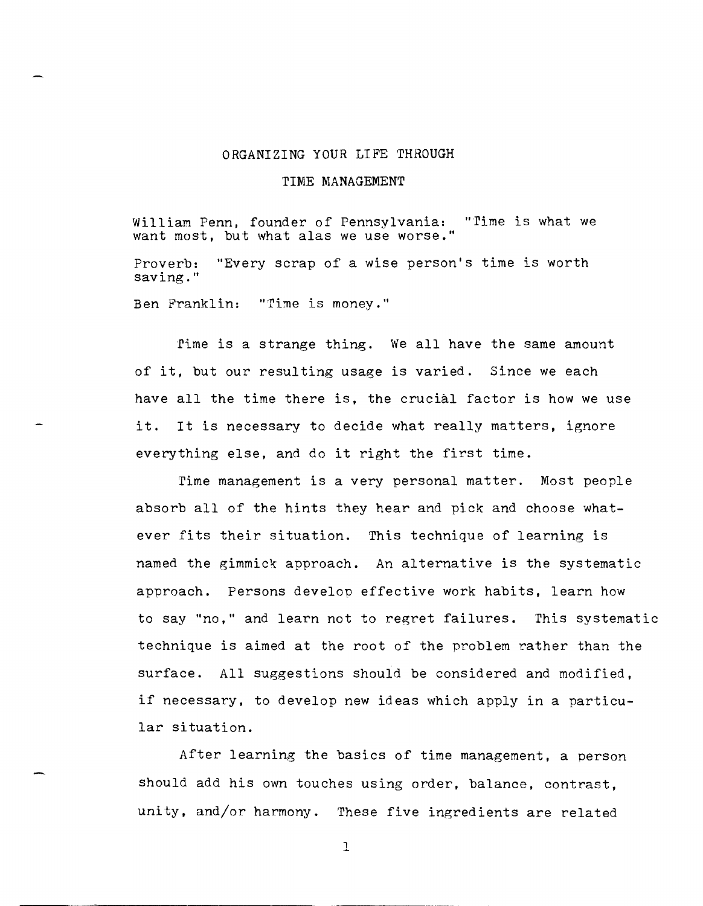# ORGANIZING YOUR LIFE THROUGH TIME MANAGEMENT

William Penn, founder of Pennsylvania: "Time is what we want most, but what alas we use worse."

Proverb: "Every scrap of a wise person's time is worth saving."

Ben Franklin: "Time is money."

Time is a strange thing. We all have the same amount of it, but our resulting usage is varied. Since we each have all the time there is, the crucial factor is how we use it. It is necessary to decide what really matters, ignore everything else, and do it right the first time.

Time management is a very personal matter. Most people absorb all of the hints they hear and pick and choose whatever fits their situation. This technique of learning is named the gimmick approach. An alternative is the systematic approach. Persons develop effective work habits, learn how to say "no," and learn not to regret failures. This systematic technique is aimed at the root of the problem rather than the surface. All suggestions should be considered and modified, if necessary, to develop new ideas which apply in a particular situation.

After learning the basics of time management, a person should add his own touches using order, balance, contrast, unity, and/or harmony. These five ingredients are related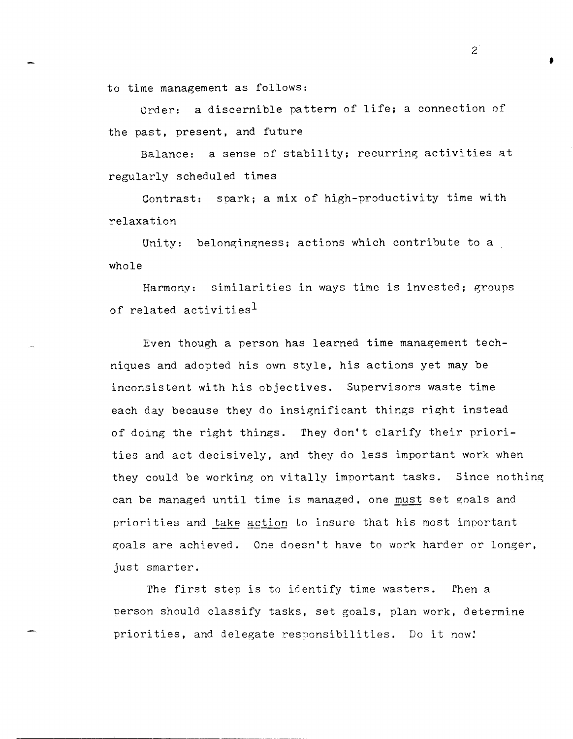to time management as follows:

Order: a discernible pattern of life; a connection of the past, present, and future

Balance: a sense of stability; recurring activities at regularly scheduled times

Contrast: spark; a mix of high-productivity time with relaxation

Unity: belongingness; actions which contribute to a whole

Harmony: similarities in ways time is invested; groups of related activities[1]

Even though a person has learned time management techniques and adopted his own style, his actions yet may be inconsistent with his objectives. Supervisors waste time each day because they do insignificant things right instead of doing the right things. They don't clarify their priorities and act decisively, and they do less important work when they could be working on vitally important tasks. Since nothing can be managed until time is managed, one <u>must</u> set goals and priorities and <u>take action</u> to insure that his most important goals are achieved. One doesn't have to work harder or longer, just smarter.

The first step is to identify time wasters. Then a person should classify tasks, set goals, plan work, determine priorities, and delegate responsibilities. Do it now!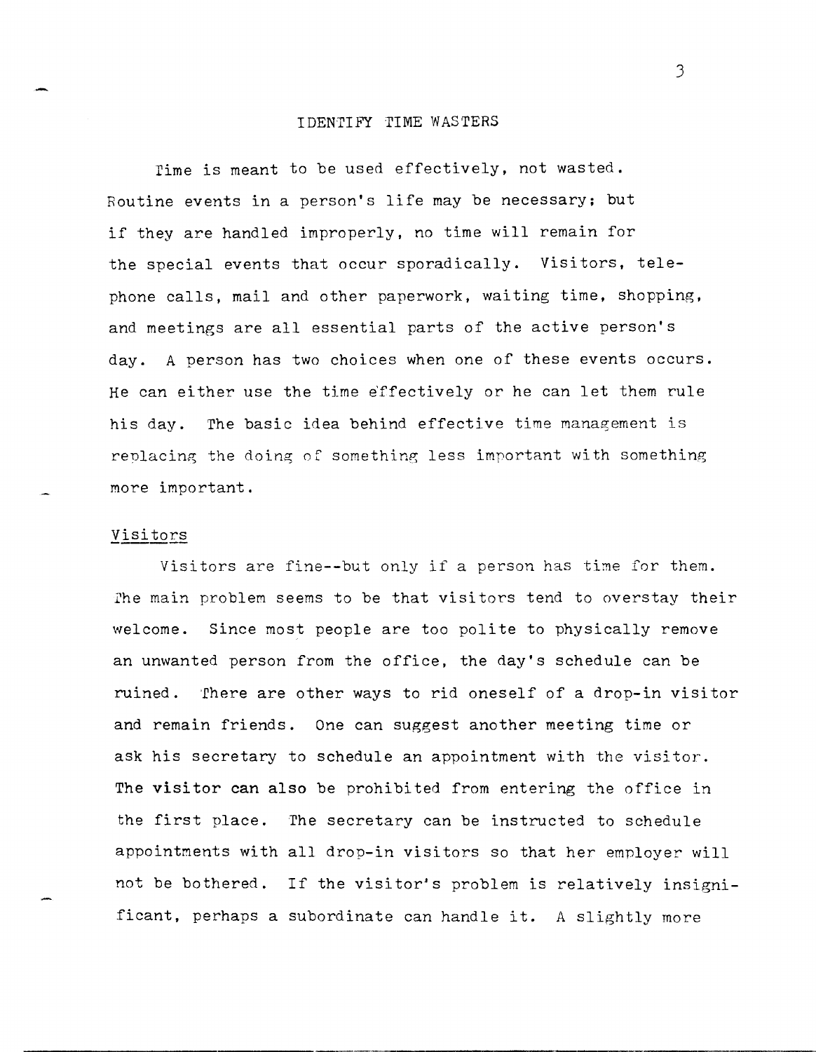## IDENTIFY TIME WASTERS

Time is meant to be used effectively, not wasted. Routine events in a person's life may be necessary; but if they are handled improperly, no time will remain for the special events that occur sporadically. Visitors, telephone calls, mail and other paperwork, waiting time, shopping, and meetings are all essential parts of the active person's day. A person has two choices when one of these events occurs. He can either use the time effectively or he can let them rule his day. The basic idea behind effective time management is replacing the doing of something less important with something more important.

### Visitors

Visitors are fine--but only if a person has time for them. The main problem seems to be that visitors tend to overstay their welcome. Since most people are too polite to physically remove an unwanted person from the office, the day's schedule can be ruined. There are other ways to rid oneself of a drop-in visitor and remain friends. One can suggest another meeting time or ask his secretary to schedule an appointment with the visitor. The visitor can also be prohibited from entering the office in the first place. The secretary can be instructed to schedule appointments with all drop-in visitors so that her employer will not be bothered. If the visitor's problem is relatively insignificant, perhaps a subordinate can handle it. A slightly more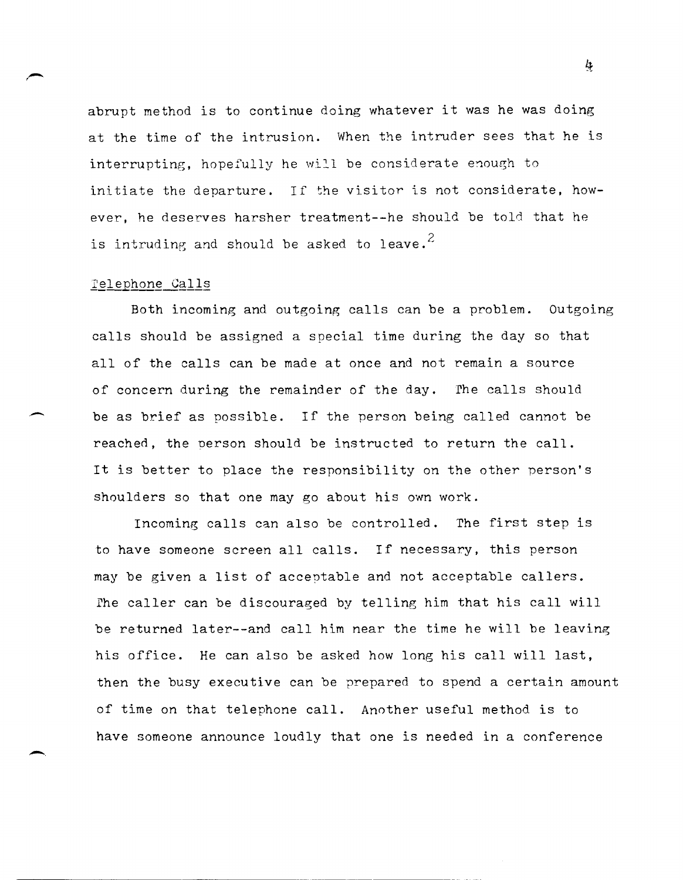abrupt method is to continue doing whatever it was he was doing at the time of the intrusion. When the intruder sees that he is interrupting, hopefully he will be considerate enough to initiate the departure. If the visitor is not considerate, however, he deserves harsher treatment--he should be told that he is intruding and should be asked to leave.[2]

## Telephone Calls

Both incoming and outgoing calls can be a problem. Outgoing calls should be assigned a special time during the day so that all of the calls can be made at once and not remain a source of concern during the remainder of the day. The calls should be as brief as possible. If the person being called cannot be reached, the person should be instructed to return the call. It is better to place the responsibility on the other person's shoulders so that one may go about his own work.

Incoming calls can also be controlled. The first step is to have someone screen all calls. If necessary, this person may be given a list of acceptable and not acceptable callers. The caller can be discouraged by telling him that his call will be returned later--and call him near the time he will be leaving his office. He can also be asked how long his call will last, then the busy executive can be prepared to spend a certain amount of time on that telephone call. Another useful method is to have someone announce loudly that one is needed in a conference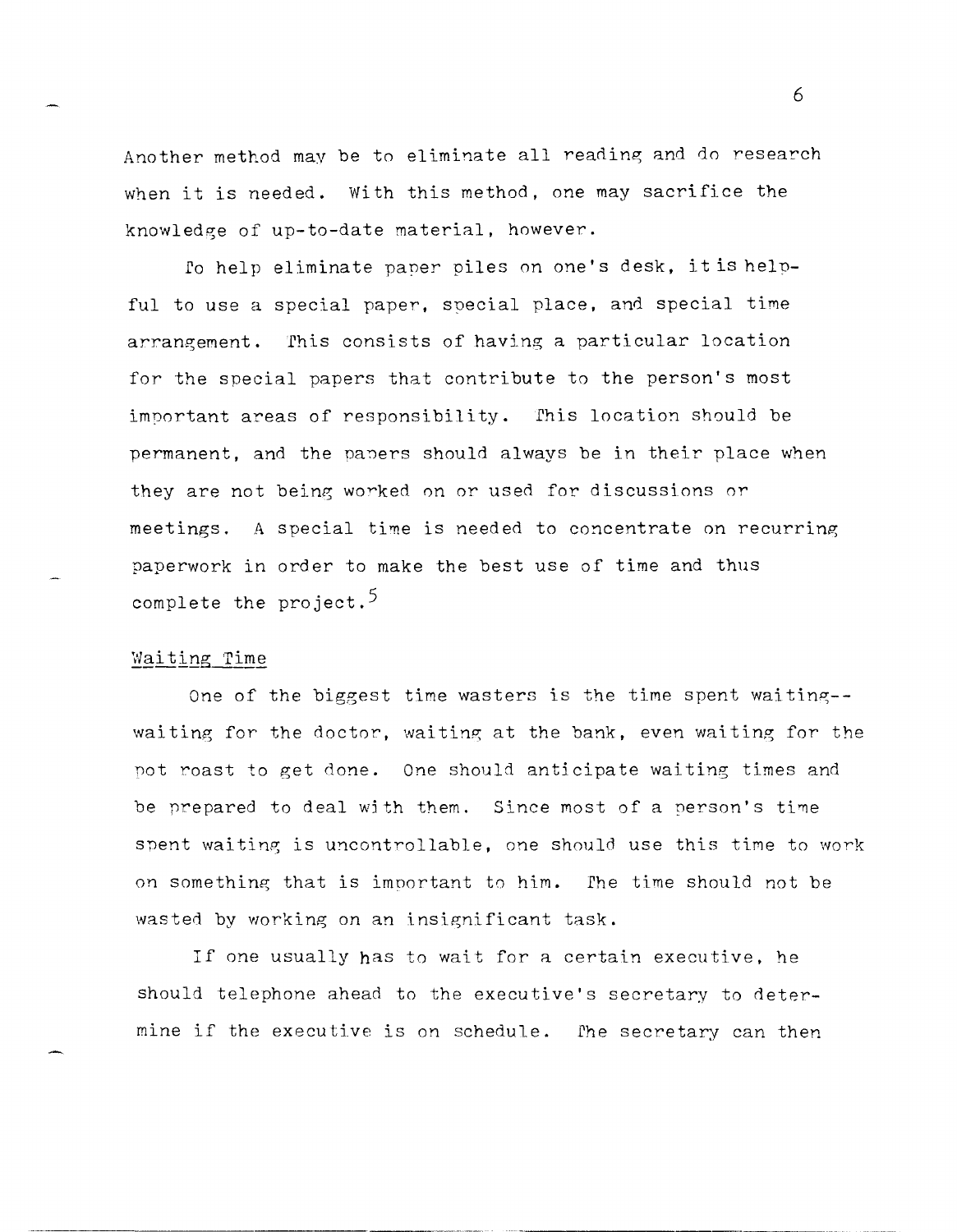Another method may be to eliminate all reading and do research when it is needed. With this method, one may sacrifice the knowledge of up-to-date material, however.

To help eliminate paper piles on one's desk, it is helpful to use a special paper, special place, and special time arrangement. This consists of having a particular location for the special papers that contribute to the person's most important areas of responsibility. This location should be permanent, and the papers should always be in their place when they are not being worked on or used for discussions or meetings. A special time is needed to concentrate on recurring paperwork in order to make the best use of time and thus complete the project.[5]

### Waiting Time

One of the biggest time wasters is the time spent waiting--waiting for the doctor, waiting at the bank, even waiting for the pot roast to get done. One should anticipate waiting times and be prepared to deal with them. Since most of a person's time spent waiting is uncontrollable, one should use this time to work on something that is important to him. The time should not be wasted by working on an insignificant task.

If one usually has to wait for a certain executive, he should telephone ahead to the executive's secretary to determine if the executive is on schedule. The secretary can then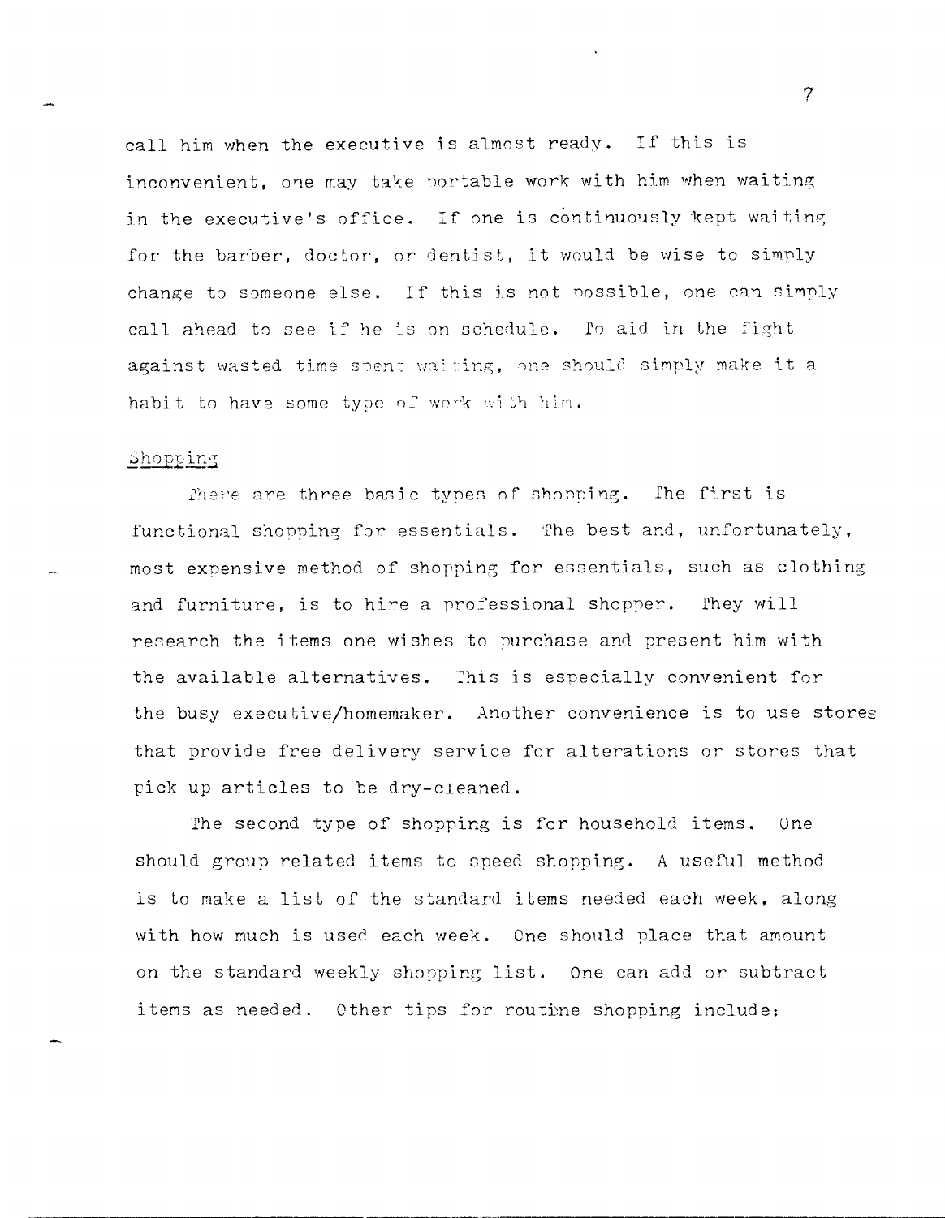call him when the executive is almost ready. If this is inconvenient, one may take portable work with him when waiting in the executive's office. If one is continuously kept waiting for the barber, doctor, or dentist, it would be wise to simply change to someone else. If this is not possible, one can simply call ahead to see if he is on schedule. To aid in the fight against wasted time spent waiting, one should simply make it a habit to have some type of work with him.

### Shopping

There are three basic types of shopping. The first is functional shopping for essentials. The best and, unfortunately, most expensive method of shopping for essentials, such as clothing and furniture, is to hire a professional shopper. They will research the items one wishes to purchase and present him with the available alternatives. This is especially convenient for the busy executive/homemaker. Another convenience is to use stores that provide free delivery service for alterations or stores that pick up articles to be dry-cleaned.

The second type of shopping is for household items. One should group related items to speed shopping. A useful method is to make a list of the standard items needed each week, along with how much is used each week. One should place that amount on the standard weekly shopping list. One can add or subtract items as needed. Other tips for routine shopping include: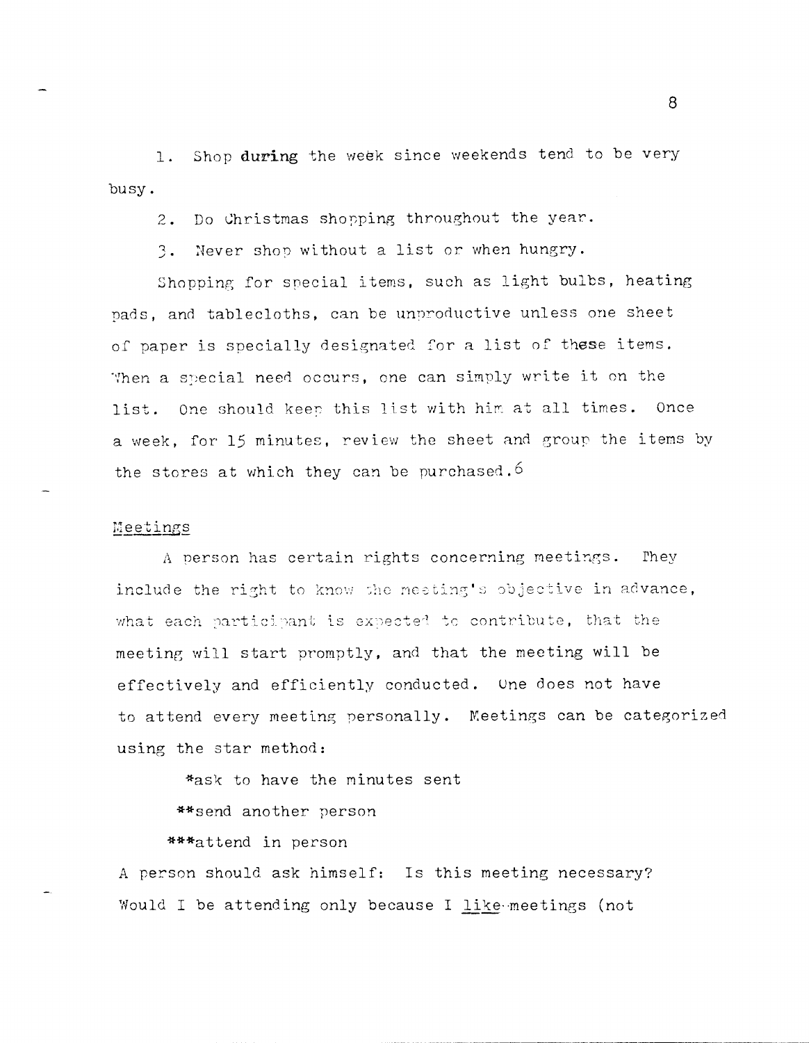1. Shop **during** the week since weekends tend to be very busy.

2. Do Christmas shopping throughout the year.

3. Never shop without a list or when hungry.

Shopping for special items, such as light bulbs, heating pads, and tablecloths, can be unproductive unless one sheet of paper is specially designated for a list of these items. When a special need occurs, one can simply write it on the list. One should keep this list with him at all times. Once a week, for 15 minutes, review the sheet and group the items by the stores at which they can be purchased.[6]

## Meetings

A person has certain rights concerning meetings. They include the right to know the meeting's objective in advance, what each participant is expected to contribute, that the meeting will start promptly, and that the meeting will be effectively and efficiently conducted. One does not have to attend every meeting personally. Meetings can be categorized using the star method:

*ask to have the minutes sent

**send another person

***attend in person

A person should ask himself: Is this meeting necessary? Would I be attending only because I <u>like</u> meetings (not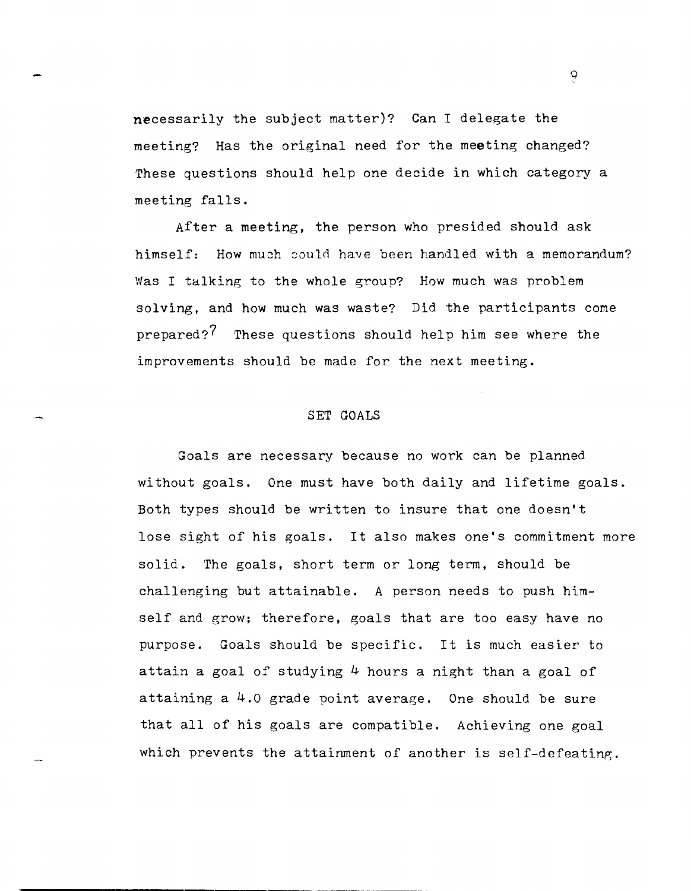necessarily the subject matter)? Can I delegate the meeting? Has the original need for the meeting changed? These questions should help one decide in which category a meeting falls.

After a meeting, the person who presided should ask himself: How much could have been handled with a memorandum? Was I talking to the whole group? How much was problem solving, and how much was waste? Did the participants come prepared?[7] These questions should help him see where the improvements should be made for the next meeting.

## SET GOALS

Goals are necessary because no work can be planned without goals. One must have both daily and lifetime goals. Both types should be written to insure that one doesn't lose sight of his goals. It also makes one's commitment more solid. The goals, short term or long term, should be challenging but attainable. A person needs to push himself and grow; therefore, goals that are too easy have no purpose. Goals should be specific. It is much easier to attain a goal of studying 4 hours a night than a goal of attaining a 4.0 grade point average. One should be sure that all of his goals are compatible. Achieving one goal which prevents the attainment of another is self-defeating.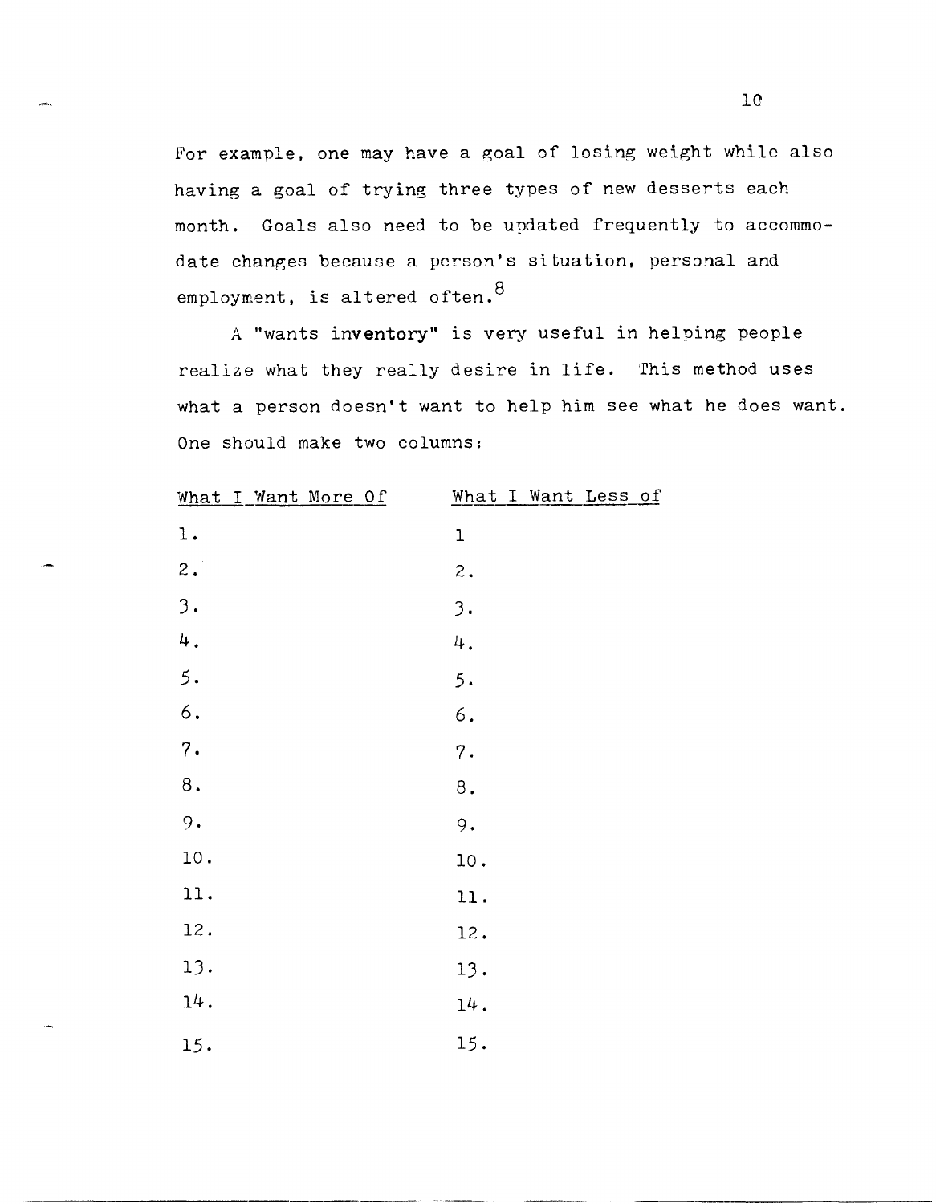For example, one may have a goal of losing weight while also having a goal of trying three types of new desserts each month. Goals also need to be updated frequently to accommodate changes because a person's situation, personal and employment, is altered often.[8]

A "wants inventory" is very useful in helping people realize what they really desire in life. This method uses what a person doesn't want to help him see what he does want. One should make two columns:

| What I Want More Of | What I Want Less of |
|---|---|
| 1. | 1 |
| 2. | 2. |
| 3. | 3. |
| 4. | 4. |
| 5. | 5. |
| 6. | 6. |
| 7. | 7. |
| 8. | 8. |
| 9. | 9. |
| 10. | 10. |
| 11. | 11. |
| 12. | 12. |
| 13. | 13. |
| 14. | 14. |
| 15. | 15. |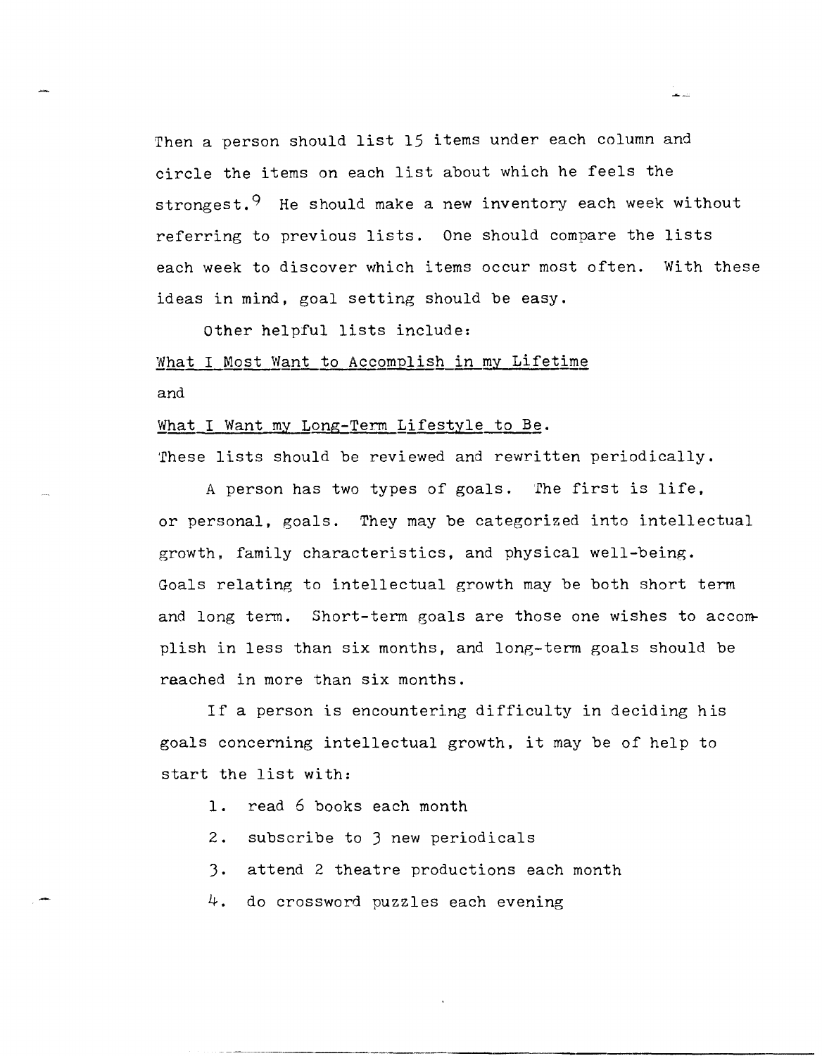Then a person should list 15 items under each column and circle the items on each list about which he feels the strongest.[9] He should make a new inventory each week without referring to previous lists. One should compare the lists each week to discover which items occur most often. With these ideas in mind, goal setting should be easy.

Other helpful lists include:

<u>What I Most Want to Accomplish in my Lifetime</u>

and

<u>What I Want my Long-Term Lifestyle to Be</u>.

These lists should be reviewed and rewritten periodically.

A person has two types of goals. The first is life, or personal, goals. They may be categorized into intellectual growth, family characteristics, and physical well-being. Goals relating to intellectual growth may be both short term and long term. Short-term goals are those one wishes to accomplish in less than six months, and long-term goals should be reached in more than six months.

If a person is encountering difficulty in deciding his goals concerning intellectual growth, it may be of help to start the list with:

1. read 6 books each month
2. subscribe to 3 new periodicals
3. attend 2 theatre productions each month
4. do crossword puzzles each evening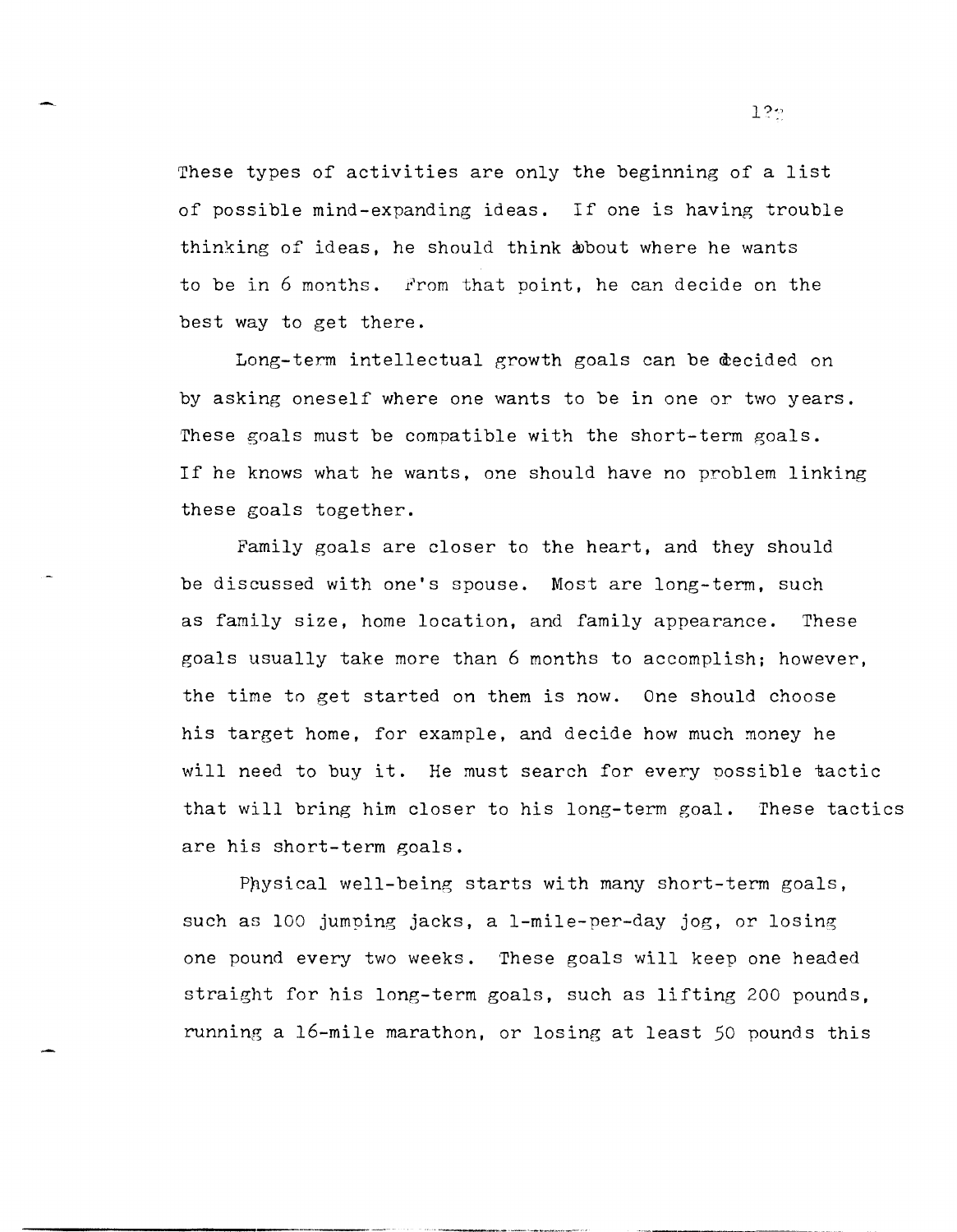These types of activities are only the beginning of a list of possible mind-expanding ideas. If one is having trouble thinking of ideas, he should think about where he wants to be in 6 months. From that point, he can decide on the best way to get there.

Long-term intellectual growth goals can be decided on by asking oneself where one wants to be in one or two years. These goals must be compatible with the short-term goals. If he knows what he wants, one should have no problem linking these goals together.

Family goals are closer to the heart, and they should be discussed with one's spouse. Most are long-term, such as family size, home location, and family appearance. These goals usually take more than 6 months to accomplish; however, the time to get started on them is now. One should choose his target home, for example, and decide how much money he will need to buy it. He must search for every possible tactic that will bring him closer to his long-term goal. These tactics are his short-term goals.

Physical well-being starts with many short-term goals, such as 100 jumping jacks, a 1-mile-per-day jog, or losing one pound every two weeks. These goals will keep one headed straight for his long-term goals, such as lifting 200 pounds, running a 16-mile marathon, or losing at least 50 pounds this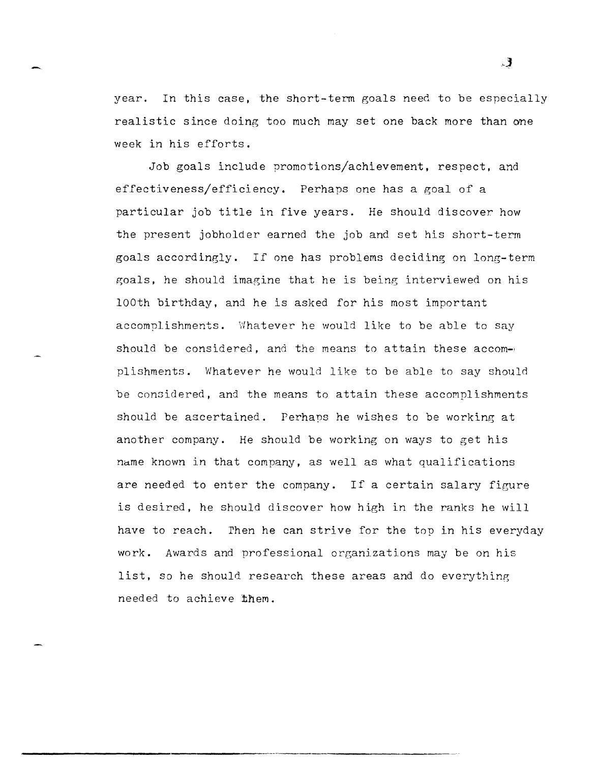year. In this case, the short-term goals need to be especially realistic since doing too much may set one back more than one week in his efforts.

Job goals include promotions/achievement, respect, and effectiveness/efficiency. Perhaps one has a goal of a particular job title in five years. He should discover how the present jobholder earned the job and set his short-term goals accordingly. If one has problems deciding on long-term goals, he should imagine that he is being interviewed on his 100th birthday, and he is asked for his most important accomplishments. Whatever he would like to be able to say should be considered, and the means to attain these accomplishments. Whatever he would like to be able to say should be considered, and the means to attain these accomplishments should be ascertained. Perhaps he wishes to be working at another company. He should be working on ways to get his name known in that company, as well as what qualifications are needed to enter the company. If a certain salary figure is desired, he should discover how high in the ranks he will have to reach. Then he can strive for the top in his everyday work. Awards and professional organizations may be on his list, so he should research these areas and do everything needed to achieve them.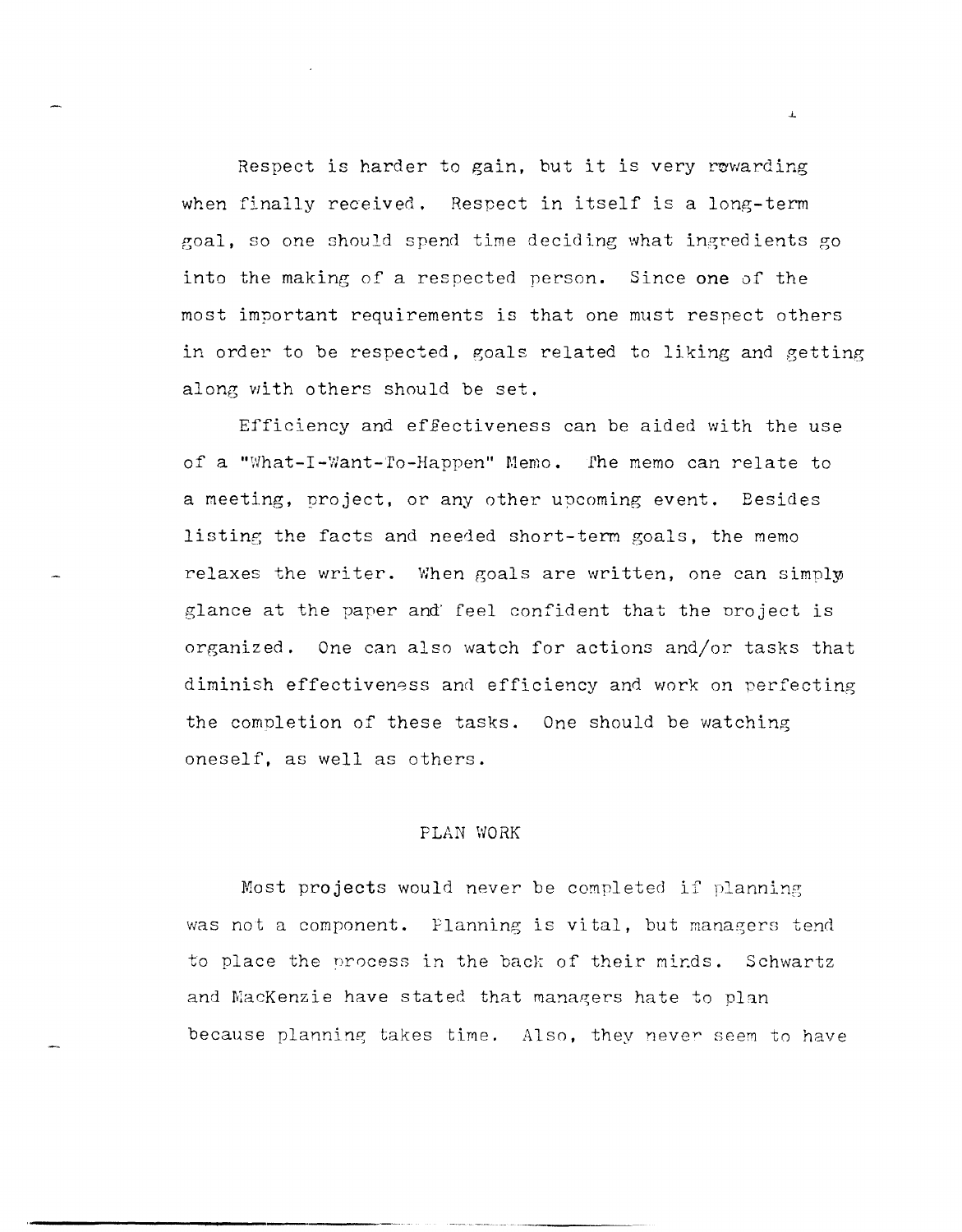Respect is harder to gain, but it is very rewarding when finally received. Respect in itself is a long-term goal, so one should spend time deciding what ingredients go into the making of a respected person. Since one of the most important requirements is that one must respect others in order to be respected, goals related to liking and getting along with others should be set.

Efficiency and effectiveness can be aided with the use of a "What-I-Want-To-Happen" Memo. The memo can relate to a meeting, project, or any other upcoming event. Besides listing the facts and needed short-term goals, the memo relaxes the writer. When goals are written, one can simply glance at the paper and feel confident that the project is organized. One can also watch for actions and/or tasks that diminish effectiveness and efficiency and work on perfecting the completion of these tasks. One should be watching oneself, as well as others.

## PLAN WORK

Most projects would never be completed if planning was not a component. Planning is vital, but managers tend to place the process in the back of their minds. Schwartz and MacKenzie have stated that managers hate to plan because planning takes time. Also, they never seem to have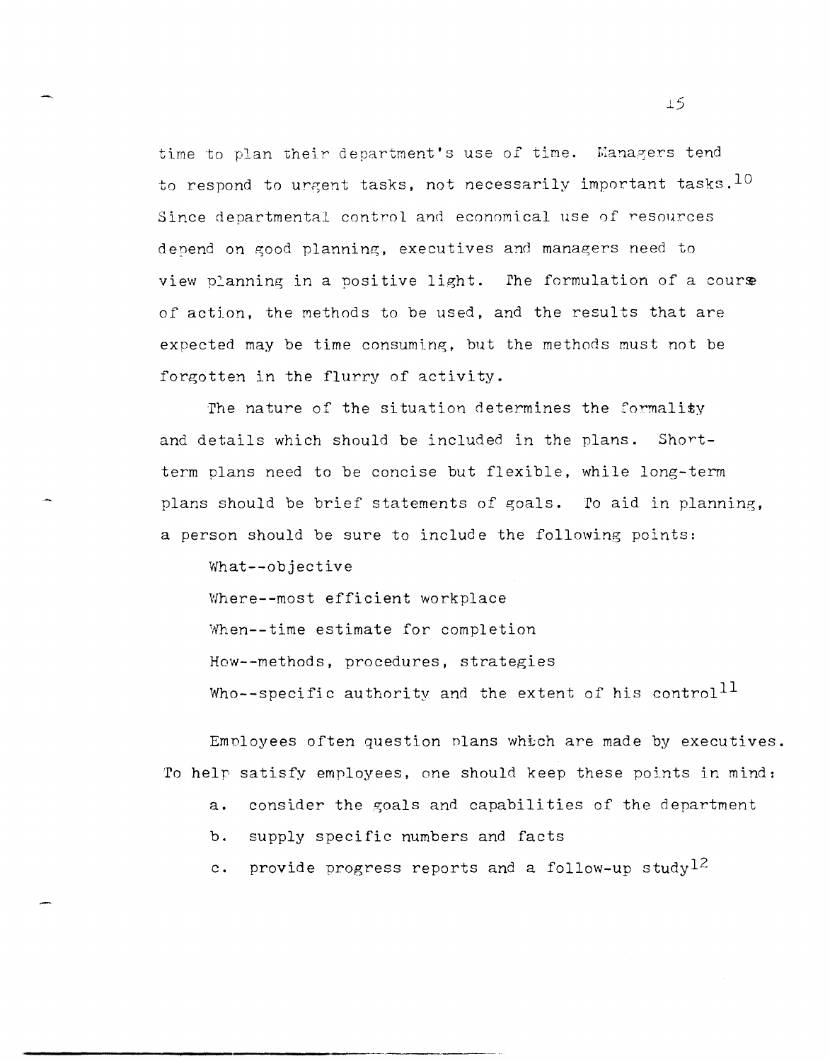time to plan their department's use of time. Managers tend to respond to urgent tasks, not necessarily important tasks.[10] Since departmental control and economical use of resources depend on good planning, executives and managers need to view planning in a positive light. The formulation of a course of action, the methods to be used, and the results that are expected may be time consuming, but the methods must not be forgotten in the flurry of activity.

The nature of the situation determines the formality and details which should be included in the plans. Short-term plans need to be concise but flexible, while long-term plans should be brief statements of goals. To aid in planning, a person should be sure to include the following points:

What--objective
Where--most efficient workplace
When--time estimate for completion
How--methods, procedures, strategies
Who--specific authority and the extent of his control[11]

Employees often question plans which are made by executives. To help satisfy employees, one should keep these points in mind:

a. consider the goals and capabilities of the department
b. supply specific numbers and facts
c. provide progress reports and a follow-up study[12]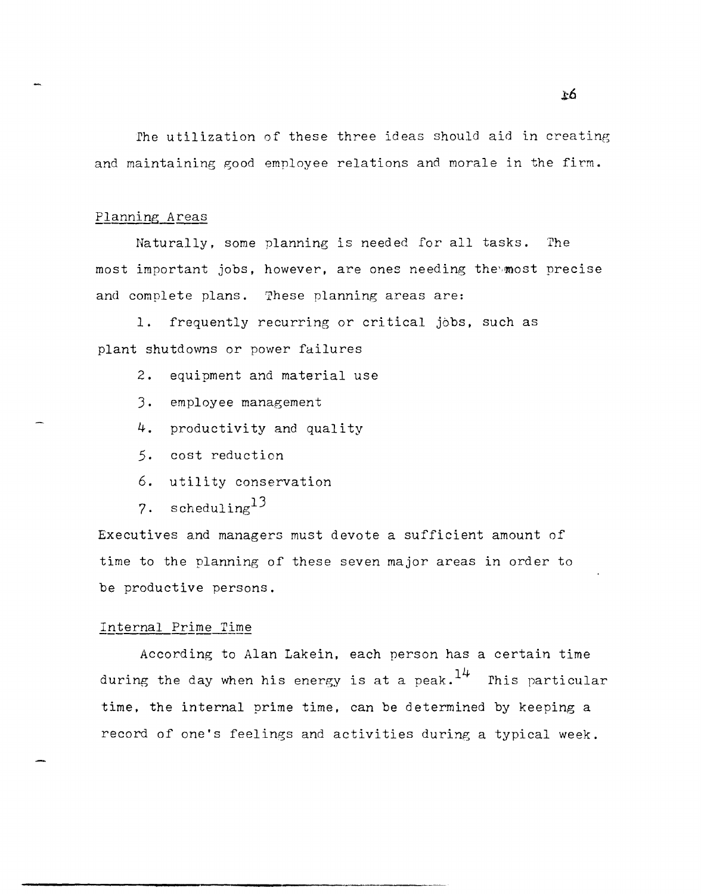The utilization of these three ideas should aid in creating and maintaining good employee relations and morale in the firm.

## Planning Areas

Naturally, some planning is needed for all tasks. The most important jobs, however, are ones needing the most precise and complete plans. These planning areas are:

1. frequently recurring or critical jobs, such as plant shutdowns or power failures
2. equipment and material use
3. employee management
4. productivity and quality
5. cost reduction
6. utility conservation
7. scheduling[13]

Executives and managers must devote a sufficient amount of time to the planning of these seven major areas in order to be productive persons.

## Internal Prime Time

According to Alan Lakein, each person has a certain time during the day when his energy is at a peak.[14] This particular time, the internal prime time, can be determined by keeping a record of one's feelings and activities during a typical week.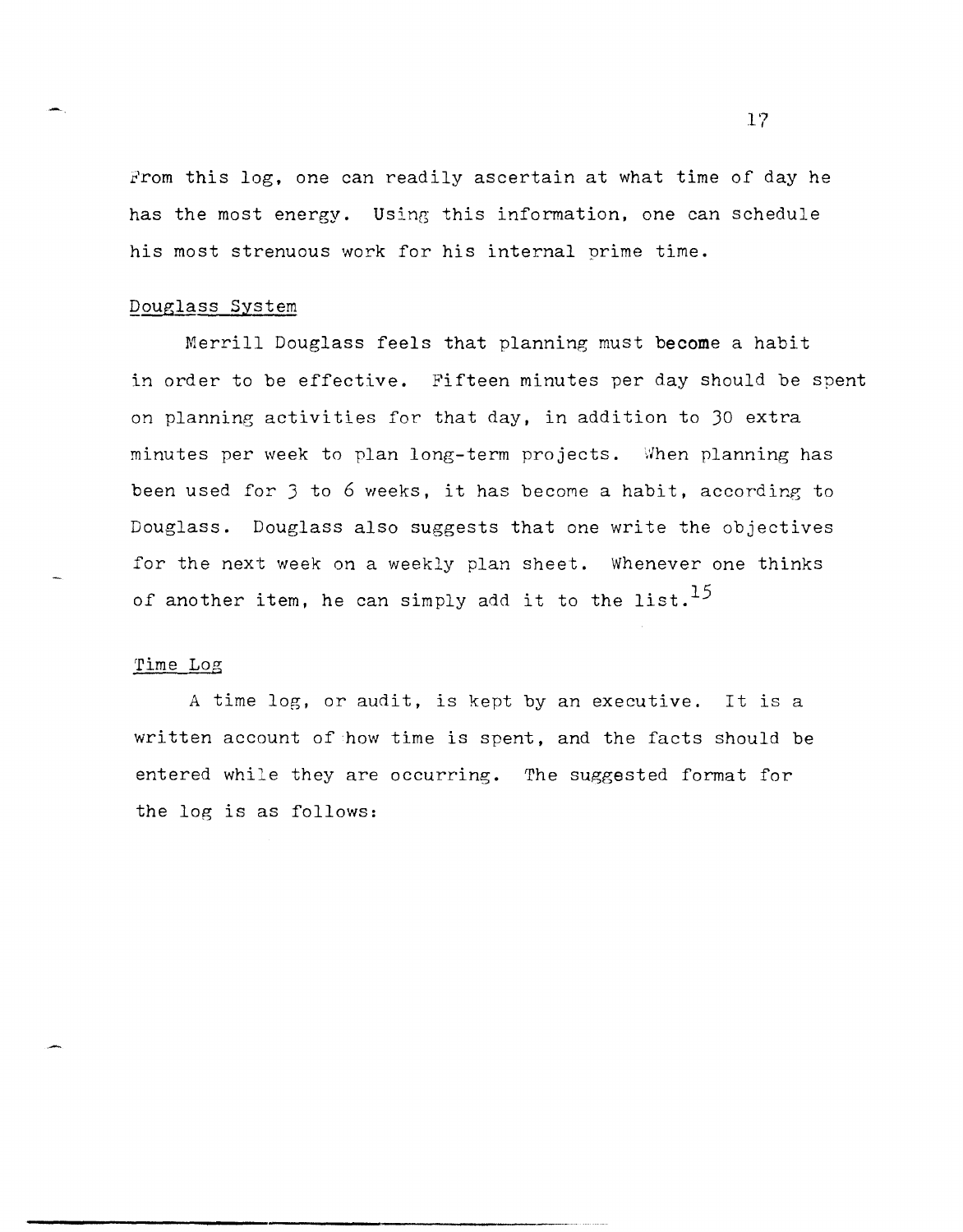From this log, one can readily ascertain at what time of day he has the most energy. Using this information, one can schedule his most strenuous work for his internal prime time.

Douglass System

Merrill Douglass feels that planning must become a habit in order to be effective. Fifteen minutes per day should be spent on planning activities for that day, in addition to 30 extra minutes per week to plan long-term projects. When planning has been used for 3 to 6 weeks, it has become a habit, according to Douglass. Douglass also suggests that one write the objectives for the next week on a weekly plan sheet. Whenever one thinks of another item, he can simply add it to the list.[15]

Time Log

A time log, or audit, is kept by an executive. It is a written account of how time is spent, and the facts should be entered while they are occurring. The suggested format for the log is as follows: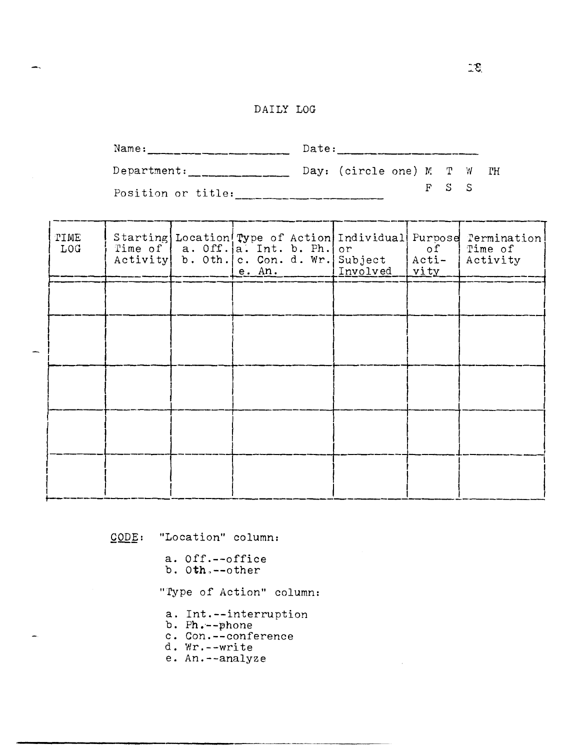# DAILY LOG

Name: ____________________ Date: ____________________

Department: ______________ Day: (circle one) M T W TH F S S

Position or title: ____________________

| TIME LOG | Starting Time of Activity | Location a. Off. b. Oth. | Type of Action a. Int. b. Ph. c. Con. d. Wr. e. An. | Individual or Subject Involved | Purpose of Activity | Termination Time of Activity |
|---|---|---|---|---|---|---|
| | | | | | | |
| | | | | | | |
| | | | | | | |
| | | | | | | |
| | | | | | | |

CODE: "Location" column:

a. Off.--office
b. Oth.--other

"Type of Action" column:

a. Int.--interruption
b. Ph.--phone
c. Con.--conference
d. Wr.--write
e. An.--analyze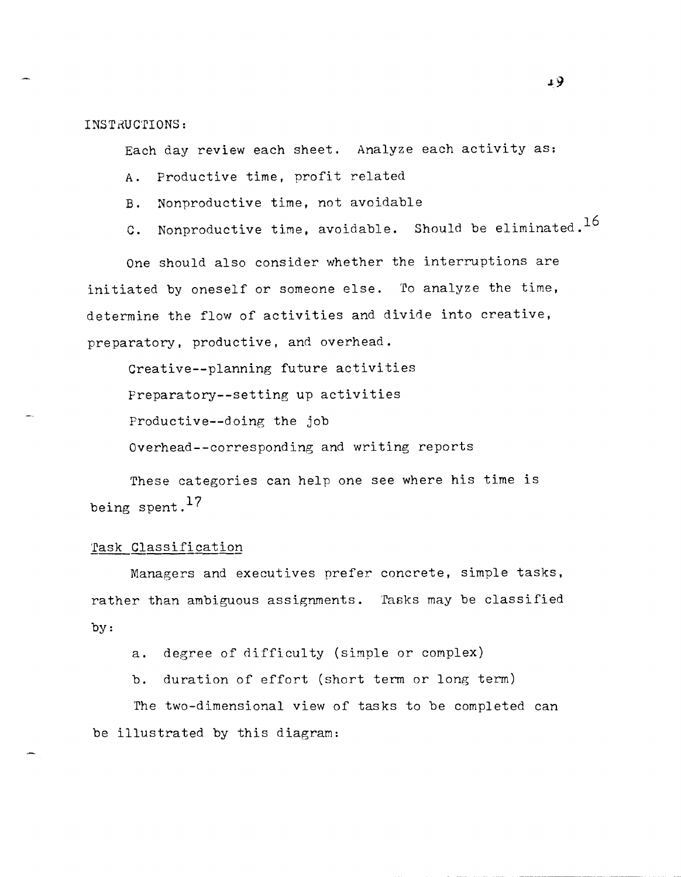INSTRUCTIONS:

Each day review each sheet. Analyze each activity as:

A. Productive time, profit related

B. Nonproductive time, not avoidable

C. Nonproductive time, avoidable. Should be eliminated.[16]

One should also consider whether the interruptions are initiated by oneself or someone else. To analyze the time, determine the flow of activities and divide into creative, preparatory, productive, and overhead.

Creative--planning future activities

Preparatory--setting up activities

Productive--doing the job

Overhead--corresponding and writing reports

These categories can help one see where his time is being spent.[17]

Task Classification

Managers and executives prefer concrete, simple tasks, rather than ambiguous assignments. Tasks may be classified by:

a. degree of difficulty (simple or complex)

b. duration of effort (short term or long term)

The two-dimensional view of tasks to be completed can be illustrated by this diagram: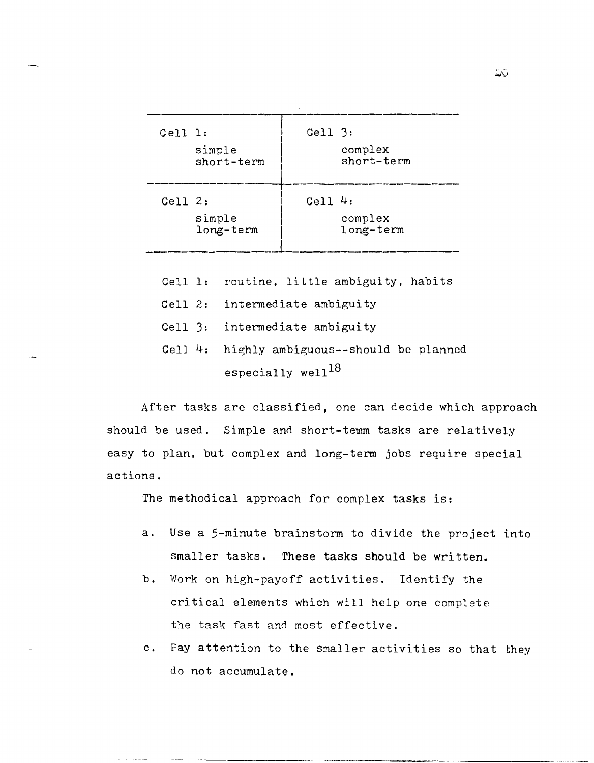| Cell 1: simple short-term | Cell 3: complex short-term |
| --- | --- |
| Cell 2: simple long-term | Cell 4: complex long-term |

Cell 1: routine, little ambiguity, habits

Cell 2: intermediate ambiguity

Cell 3: intermediate ambiguity

Cell 4: highly ambiguous--should be planned especially well[18]

After tasks are classified, one can decide which approach should be used. Simple and short-term tasks are relatively easy to plan, but complex and long-term jobs require special actions.

The methodical approach for complex tasks is:

a. Use a 5-minute brainstorm to divide the project into smaller tasks. These tasks should be written.

b. Work on high-payoff activities. Identify the critical elements which will help one complete the task fast and most effective.

c. Pay attention to the smaller activities so that they do not accumulate.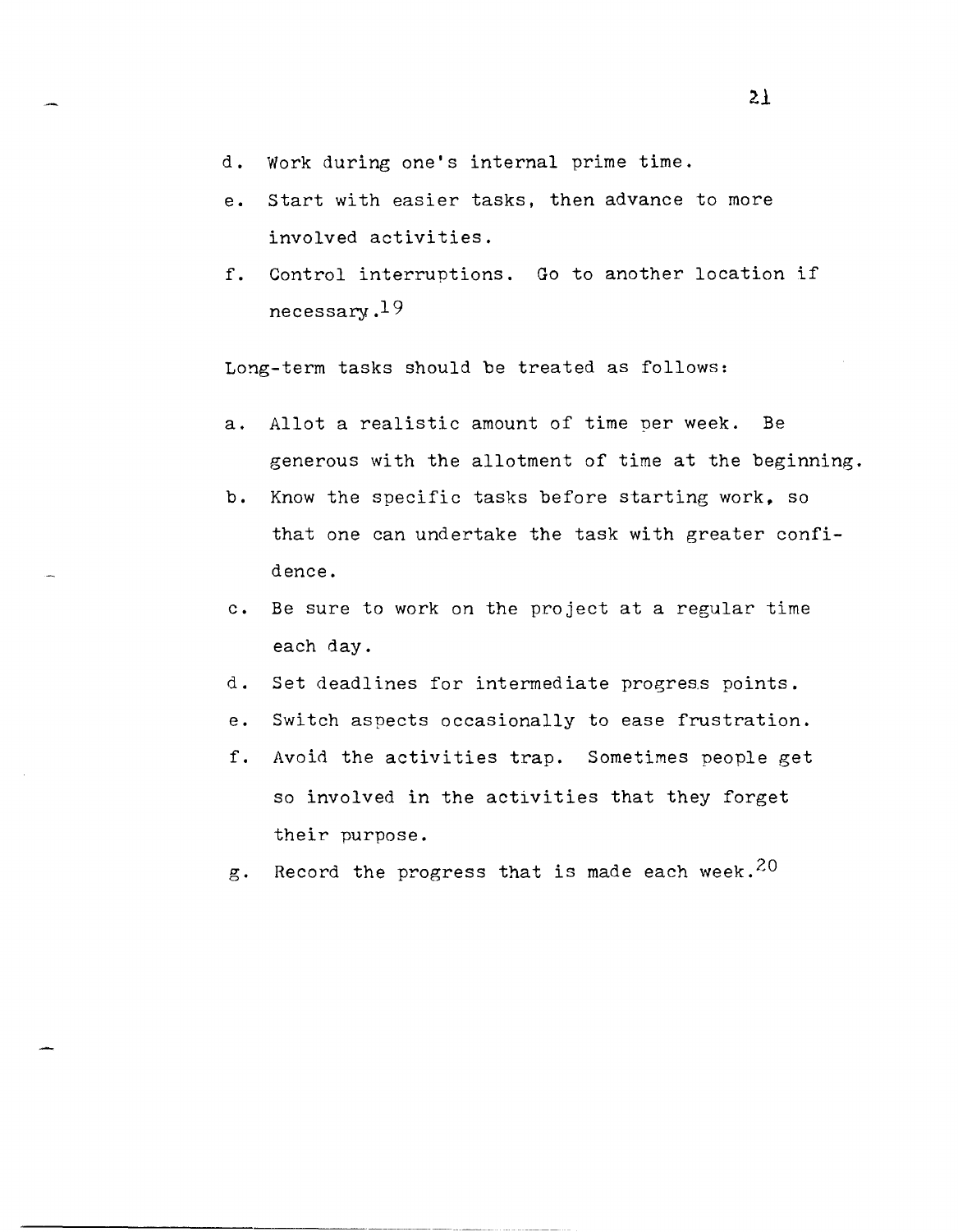d. Work during one's internal prime time.

e. Start with easier tasks, then advance to more involved activities.

f. Control interruptions. Go to another location if necessary.[19]

Long-term tasks should be treated as follows:

a. Allot a realistic amount of time per week. Be generous with the allotment of time at the beginning.

b. Know the specific tasks before starting work, so that one can undertake the task with greater confidence.

c. Be sure to work on the project at a regular time each day.

d. Set deadlines for intermediate progress points.

e. Switch aspects occasionally to ease frustration.

f. Avoid the activities trap. Sometimes people get so involved in the activities that they forget their purpose.

g. Record the progress that is made each week.[20]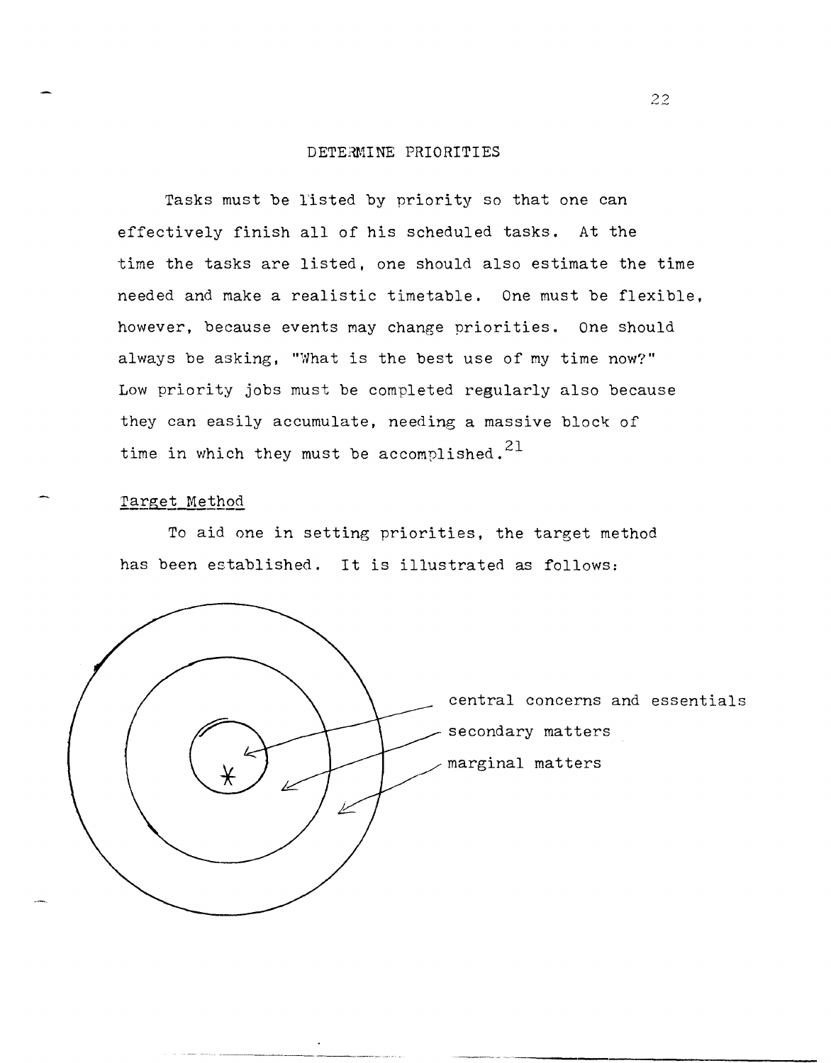## DETERMINE PRIORITIES

Tasks must be listed by priority so that one can effectively finish all of his scheduled tasks. At the time the tasks are listed, one should also estimate the time needed and make a realistic timetable. One must be flexible, however, because events may change priorities. One should always be asking, "What is the best use of my time now?" Low priority jobs must be completed regularly also because they can easily accumulate, needing a massive block of time in which they must be accomplished.[21]

### Target Method

To aid one in setting priorities, the target method has been established. It is illustrated as follows:

central concerns and essentials

secondary matters

marginal matters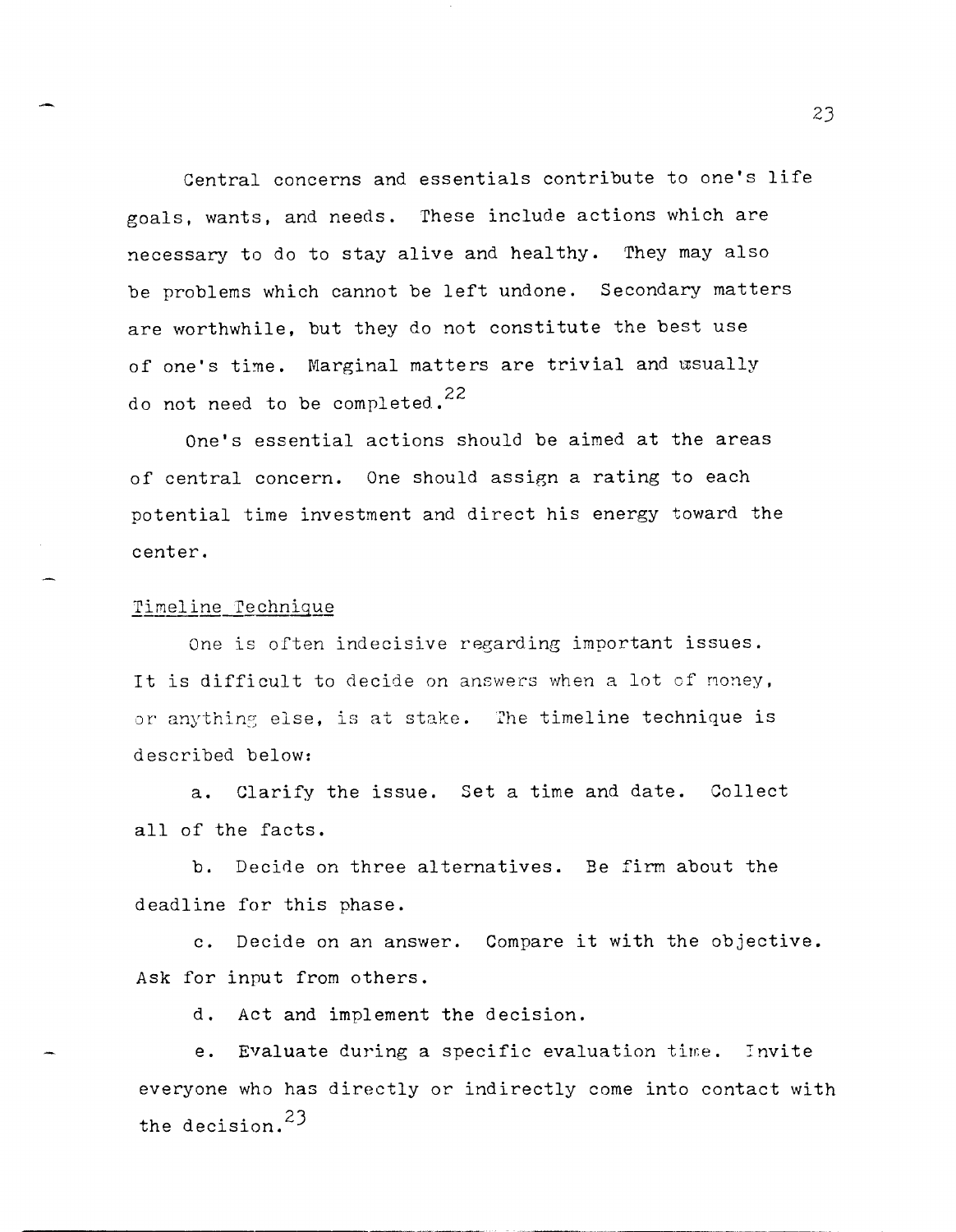Central concerns and essentials contribute to one's life goals, wants, and needs. These include actions which are necessary to do to stay alive and healthy. They may also be problems which cannot be left undone. Secondary matters are worthwhile, but they do not constitute the best use of one's time. Marginal matters are trivial and usually do not need to be completed.[22]

One's essential actions should be aimed at the areas of central concern. One should assign a rating to each potential time investment and direct his energy toward the center.

Timeline Technique

One is often indecisive regarding important issues. It is difficult to decide on answers when a lot of money, or anything else, is at stake. The timeline technique is described below:

a. Clarify the issue. Set a time and date. Collect all of the facts.

b. Decide on three alternatives. Be firm about the deadline for this phase.

c. Decide on an answer. Compare it with the objective. Ask for input from others.

d. Act and implement the decision.

e. Evaluate during a specific evaluation time. Invite everyone who has directly or indirectly come into contact with the decision.[23]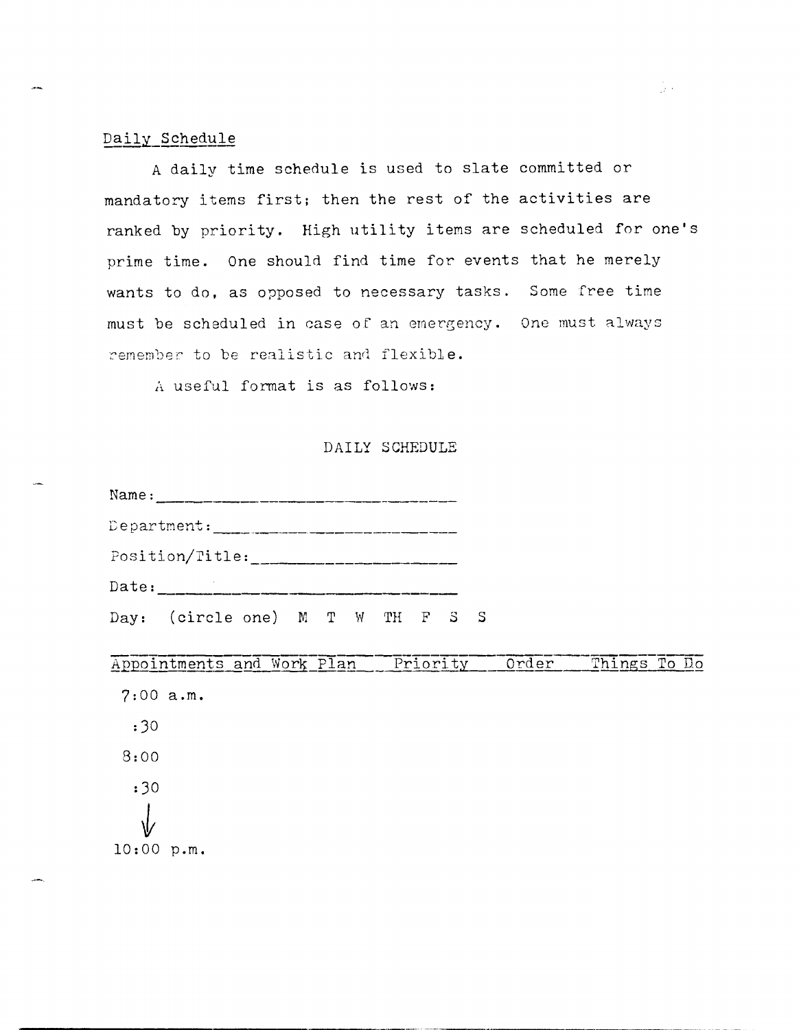## Daily Schedule

A daily time schedule is used to slate committed or mandatory items first; then the rest of the activities are ranked by priority. High utility items are scheduled for one's prime time. One should find time for events that he merely wants to do, as opposed to necessary tasks. Some free time must be scheduled in case of an emergency. One must always remember to be realistic and flexible.

A useful format is as follows:

DAILY SCHEDULE

Name: ______________________________

Department: __________________________

Position/Title: ________________________

Date: ______________________________

Day: (circle one) M T W TH F S S

| Appointments and Work Plan | Priority | Order | Things To Do |
|---|---|---|---|
| 7:00 a.m. | | | |
| :30 | | | |
| 8:00 | | | |
| :30 | | | |
| ↓ | | | |
| 10:00 p.m. | | | |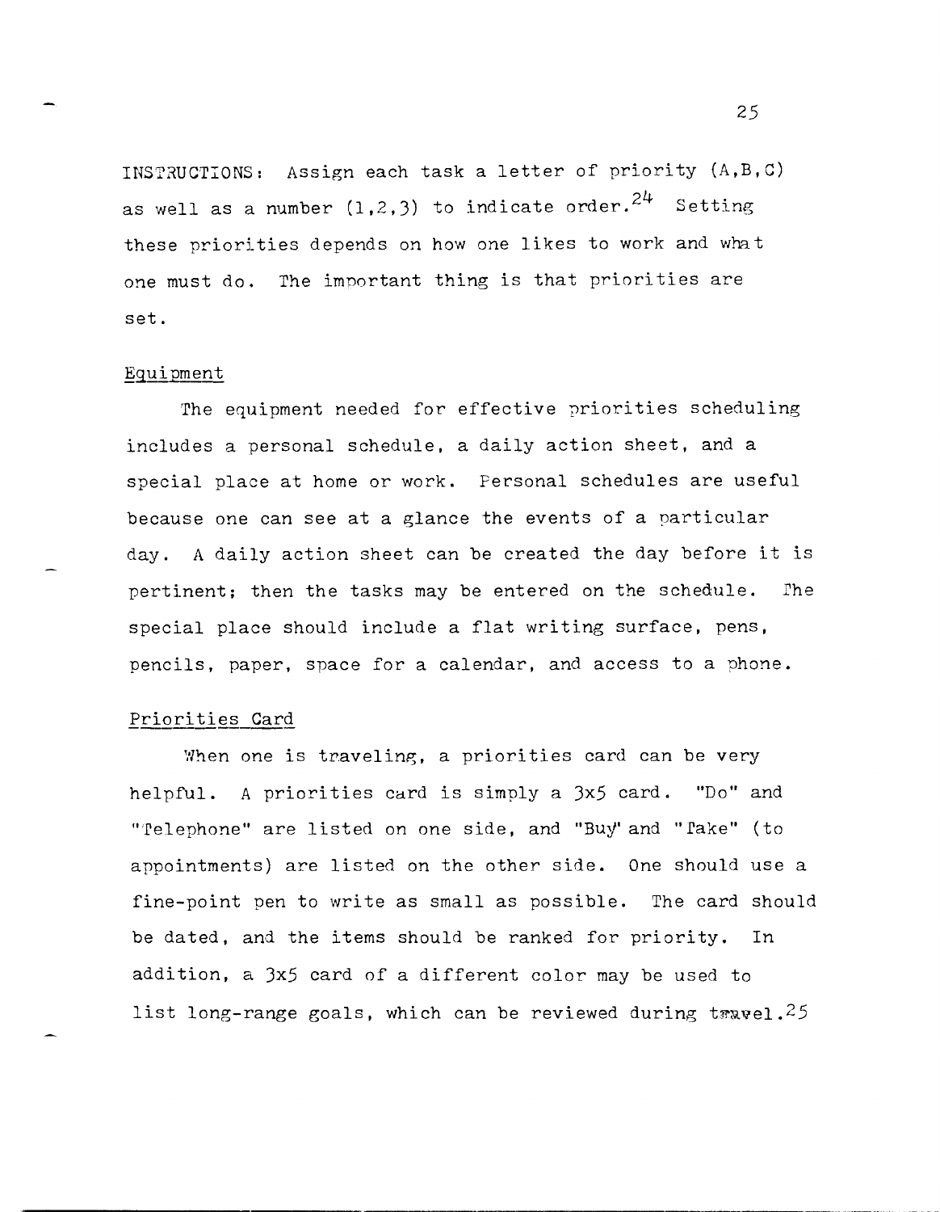INSTRUCTIONS: Assign each task a letter of priority (A,B,C) as well as a number (1,2,3) to indicate order.[24] Setting these priorities depends on how one likes to work and what one must do. The important thing is that priorities are set.

## Equipment

The equipment needed for effective priorities scheduling includes a personal schedule, a daily action sheet, and a special place at home or work. Personal schedules are useful because one can see at a glance the events of a particular day. A daily action sheet can be created the day before it is pertinent; then the tasks may be entered on the schedule. The special place should include a flat writing surface, pens, pencils, paper, space for a calendar, and access to a phone.

## Priorities Card

When one is traveling, a priorities card can be very helpful. A priorities card is simply a 3x5 card. "Do" and "Telephone" are listed on one side, and "Buy" and "Take" (to appointments) are listed on the other side. One should use a fine-point pen to write as small as possible. The card should be dated, and the items should be ranked for priority. In addition, a 3x5 card of a different color may be used to list long-range goals, which can be reviewed during travel.[25]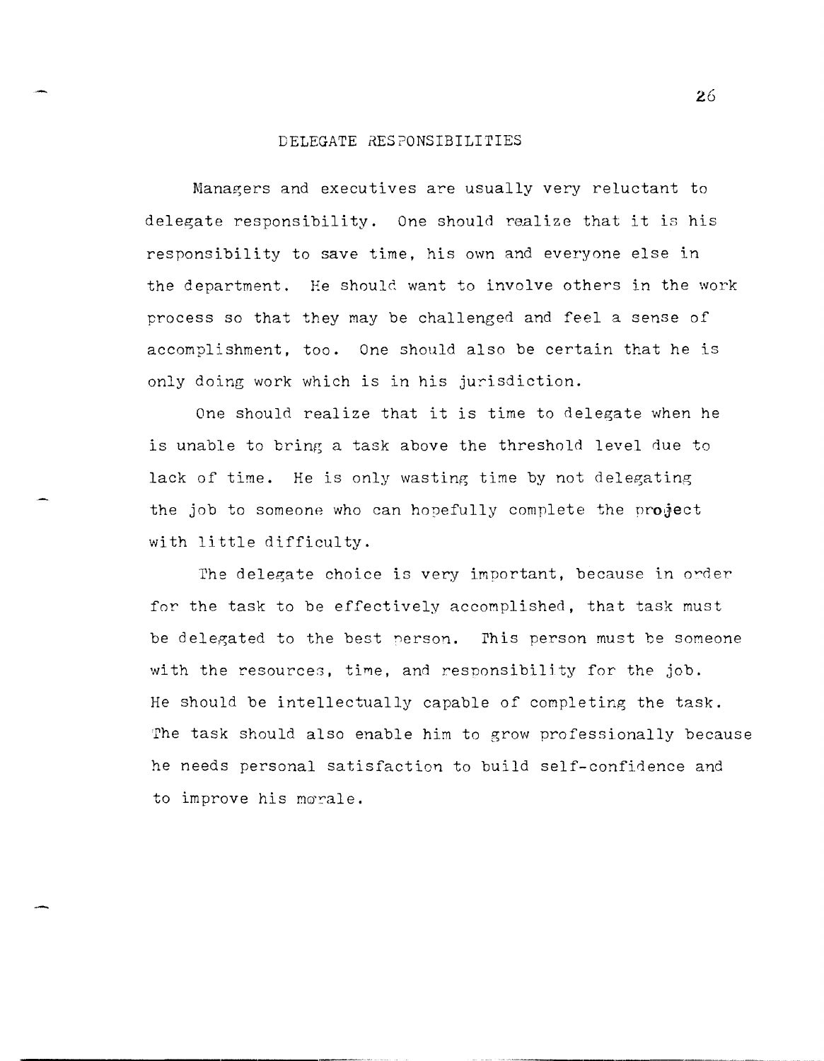## DELEGATE RESPONSIBILITIES

Managers and executives are usually very reluctant to delegate responsibility. One should realize that it is his responsibility to save time, his own and everyone else in the department. He should want to involve others in the work process so that they may be challenged and feel a sense of accomplishment, too. One should also be certain that he is only doing work which is in his jurisdiction.

One should realize that it is time to delegate when he is unable to bring a task above the threshold level due to lack of time. He is only wasting time by not delegating the job to someone who can hopefully complete the project with little difficulty.

The delegate choice is very important, because in order for the task to be effectively accomplished, that task must be delegated to the best person. This person must be someone with the resources, time, and responsibility for the job. He should be intellectually capable of completing the task. The task should also enable him to grow professionally because he needs personal satisfaction to build self-confidence and to improve his morale.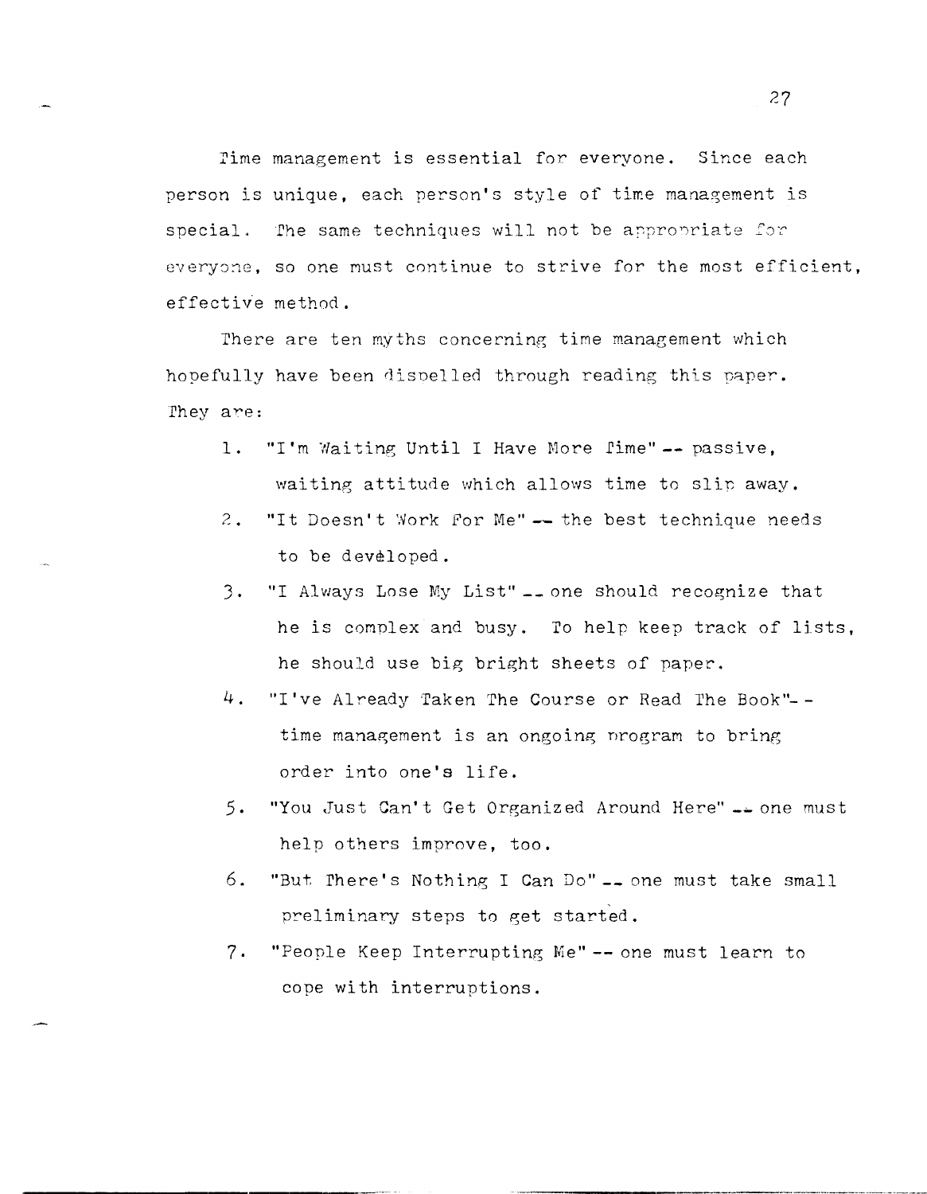Time management is essential for everyone. Since each person is unique, each person's style of time management is special. The same techniques will not be appropriate for everyone, so one must continue to strive for the most efficient, effective method.

There are ten myths concerning time management which hopefully have been dispelled through reading this paper. They are:

1. "I'm Waiting Until I Have More Time" -- passive, waiting attitude which allows time to slip away.
2. "It Doesn't Work For Me" -- the best technique needs to be developed.
3. "I Always Lose My List" -- one should recognize that he is complex and busy. To help keep track of lists, he should use big bright sheets of paper.
4. "I've Already Taken The Course or Read The Book"-- time management is an ongoing program to bring order into one's life.
5. "You Just Can't Get Organized Around Here" -- one must help others improve, too.
6. "But There's Nothing I Can Do" -- one must take small preliminary steps to get started.
7. "People Keep Interrupting Me" -- one must learn to cope with interruptions.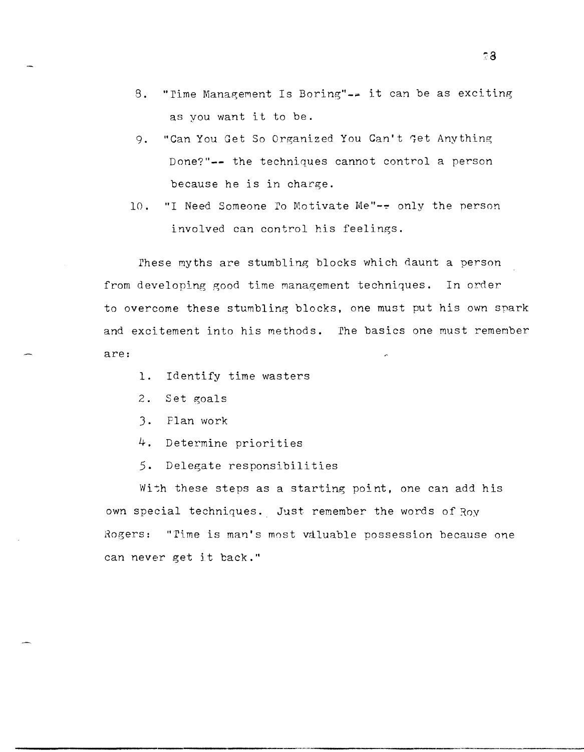8. "Time Management Is Boring"-- it can be as exciting as you want it to be.
9. "Can You Get So Organized You Can't Get Anything Done?"-- the techniques cannot control a person because he is in charge.
10. "I Need Someone To Motivate Me"-- only the person involved can control his feelings.

These myths are stumbling blocks which daunt a person from developing good time management techniques. In order to overcome these stumbling blocks, one must put his own spark and excitement into his methods. The basics one must remember are:

1. Identify time wasters
2. Set goals
3. Plan work
4. Determine priorities
5. Delegate responsibilities

With these steps as a starting point, one can add his own special techniques. Just remember the words of Roy Rogers: "Time is man's most valuable possession because one can never get it back."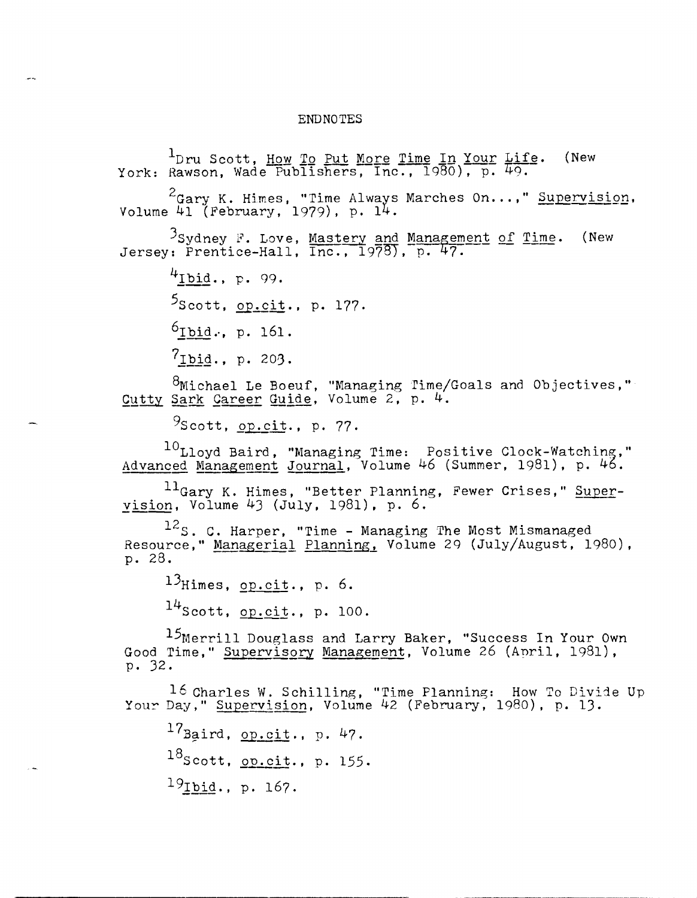# ENDNOTES

[1]Dru Scott, How To Put More Time In Your Life. (New York: Rawson, Wade Publishers, Inc., 1980), p. 49.

[2]Gary K. Himes, "Time Always Marches On...," Supervision, Volume 41 (February, 1979), p. 14.

[3]Sydney F. Love, Mastery and Management of Time. (New Jersey: Prentice-Hall, Inc., 1978), p. 47.

[4]Ibid., p. 99.

[5]Scott, op.cit., p. 177.

[6]Ibid., p. 161.

[7]Ibid., p. 203.

[8]Michael Le Boeuf, "Managing Time/Goals and Objectives," Cutty Sark Career Guide, Volume 2, p. 4.

[9]Scott, op.cit., p. 77.

[10]Lloyd Baird, "Managing Time: Positive Clock-Watching," Advanced Management Journal, Volume 46 (Summer, 1981), p. 46.

[11]Gary K. Himes, "Better Planning, Fewer Crises," Supervision, Volume 43 (July, 1981), p. 6.

[12]S. C. Harper, "Time - Managing The Most Mismanaged Resource," Managerial Planning, Volume 29 (July/August, 1980), p. 28.

[13]Himes, op.cit., p. 6.

[14]Scott, op.cit., p. 100.

[15]Merrill Douglass and Larry Baker, "Success In Your Own Good Time," Supervisory Management, Volume 26 (April, 1981), p. 32.

[16] Charles W. Schilling, "Time Planning: How To Divide Up Your Day," Supervision, Volume 42 (February, 1980), p. 13.

[17]Baird, op.cit., p. 47.

[18]Scott, op.cit., p. 155.

[19]Ibid., p. 167.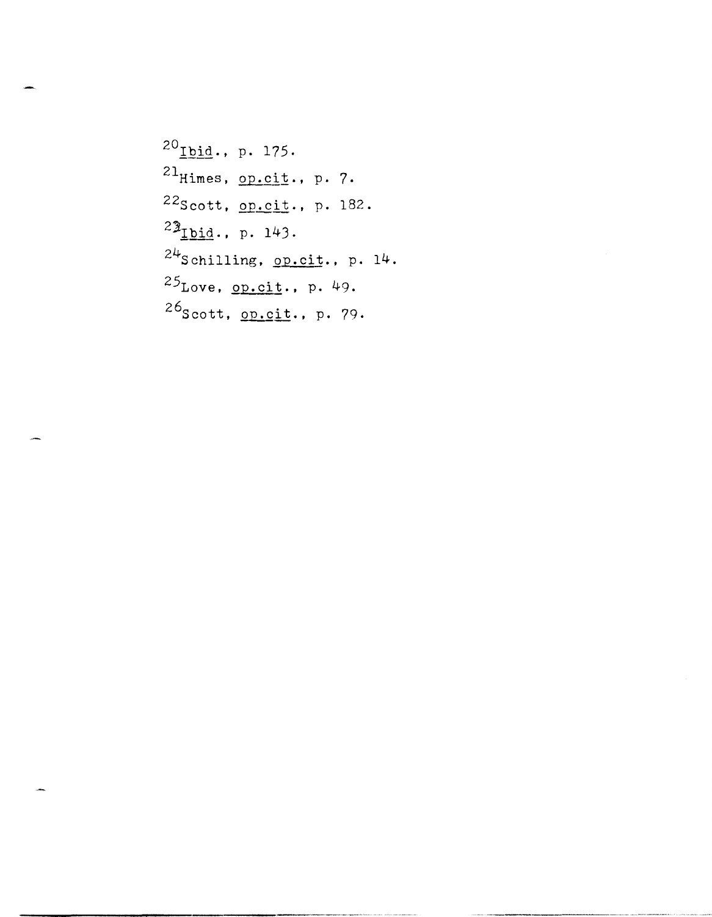[20]*Ibid*., p. 175.

[21]Himes, *op.cit*., p. 7.

[22]Scott, *op.cit*., p. 182.

[23]*Ibid*., p. 143.

[24]Schilling, *op.cit*., p. 14.

[25]Love, *op.cit*., p. 49.

[26]Scott, *op.cit*., p. 79.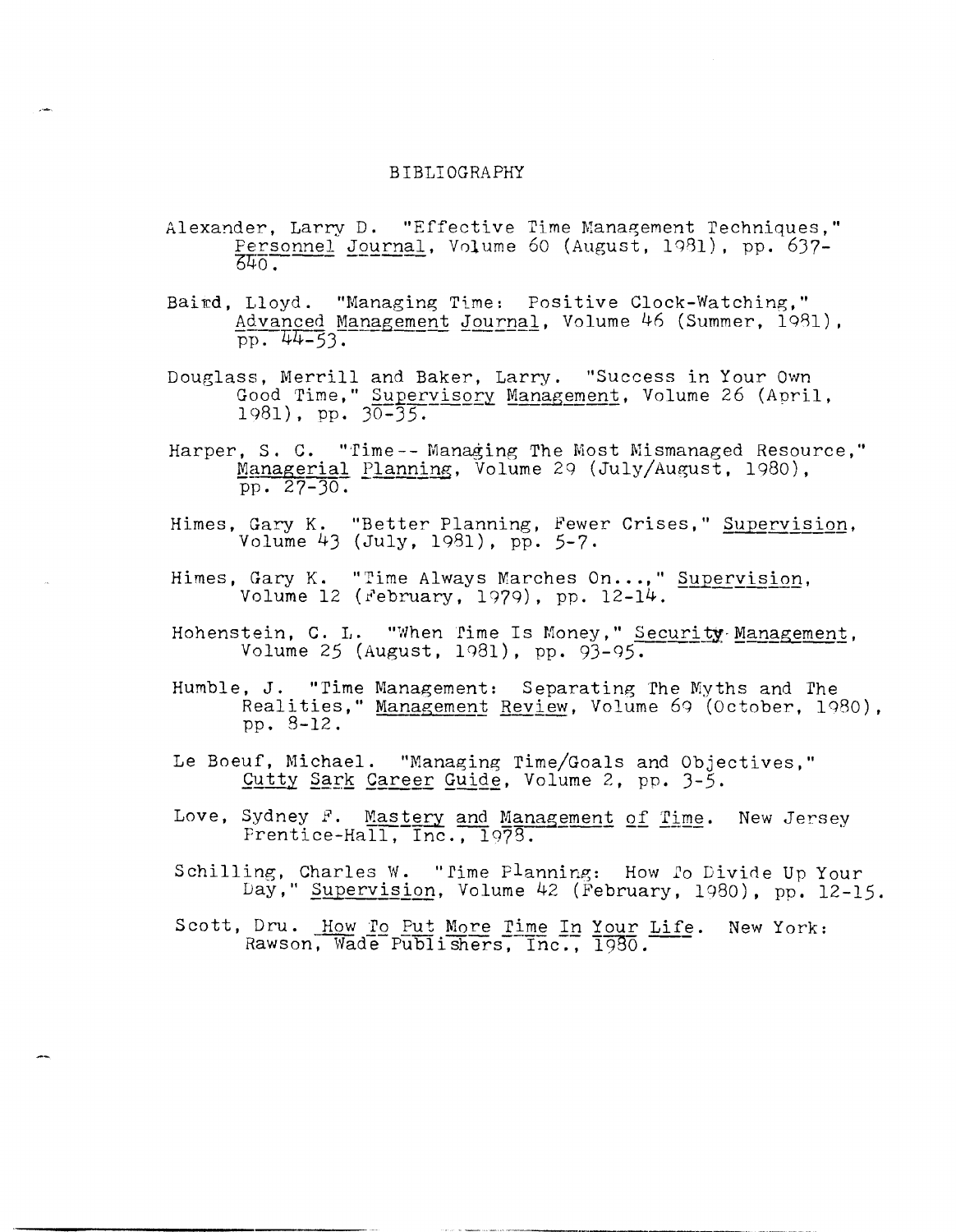# BIBLIOGRAPHY

Alexander, Larry D. "Effective Time Management Techniques," Personnel Journal, Volume 60 (August, 1981), pp. 637-640.

Baird, Lloyd. "Managing Time: Positive Clock-Watching," Advanced Management Journal, Volume 46 (Summer, 1981), pp. 44-53.

Douglass, Merrill and Baker, Larry. "Success in Your Own Good Time," Supervisory Management, Volume 26 (April, 1981), pp. 30-35.

Harper, S. C. "Time-- Managing The Most Mismanaged Resource," Managerial Planning, Volume 29 (July/August, 1980), pp. 27-30.

Himes, Gary K. "Better Planning, Fewer Crises," Supervision, Volume 43 (July, 1981), pp. 5-7.

Himes, Gary K. "Time Always Marches On...," Supervision, Volume 12 (February, 1979), pp. 12-14.

Hohenstein, C. L. "When Time Is Money," Security Management, Volume 25 (August, 1981), pp. 93-95.

Humble, J. "Time Management: Separating The Myths and The Realities," Management Review, Volume 69 (October, 1980), pp. 8-12.

Le Boeuf, Michael. "Managing Time/Goals and Objectives," Cutty Sark Career Guide, Volume 2, pp. 3-5.

Love, Sydney F. Mastery and Management of Time. New Jersey Prentice-Hall, Inc., 1978.

Schilling, Charles W. "Time Planning: How To Divide Up Your Day," Supervision, Volume 42 (February, 1980), pp. 12-15.

Scott, Dru. How To Put More Time In Your Life. New York: Rawson, Wade Publishers, Inc., 1980.